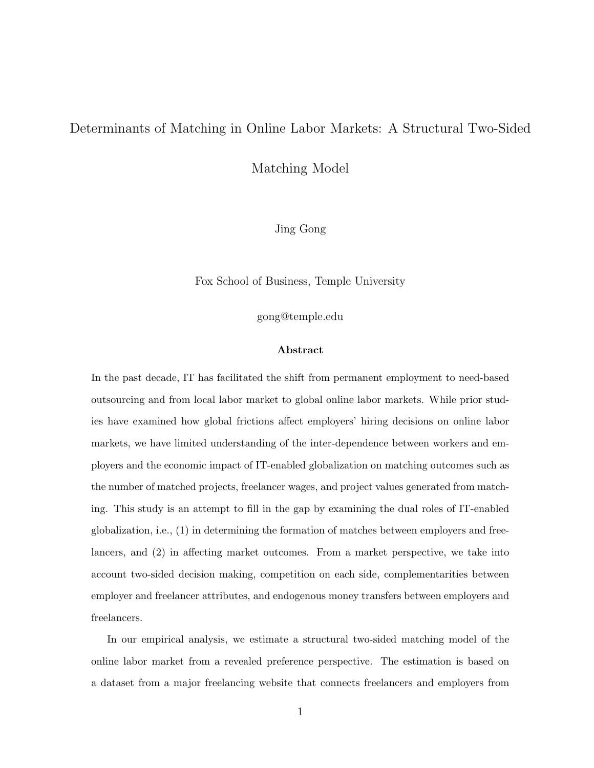# Determinants of Matching in Online Labor Markets: A Structural Two-Sided Matching Model

Jing Gong

Fox School of Business, Temple University

gong@temple.edu

### Abstract

In the past decade, IT has facilitated the shift from permanent employment to need-based outsourcing and from local labor market to global online labor markets. While prior studies have examined how global frictions affect employers' hiring decisions on online labor markets, we have limited understanding of the inter-dependence between workers and employers and the economic impact of IT-enabled globalization on matching outcomes such as the number of matched projects, freelancer wages, and project values generated from matching. This study is an attempt to fill in the gap by examining the dual roles of IT-enabled globalization, i.e., (1) in determining the formation of matches between employers and freelancers, and (2) in affecting market outcomes. From a market perspective, we take into account two-sided decision making, competition on each side, complementarities between employer and freelancer attributes, and endogenous money transfers between employers and freelancers.

In our empirical analysis, we estimate a structural two-sided matching model of the online labor market from a revealed preference perspective. The estimation is based on a dataset from a major freelancing website that connects freelancers and employers from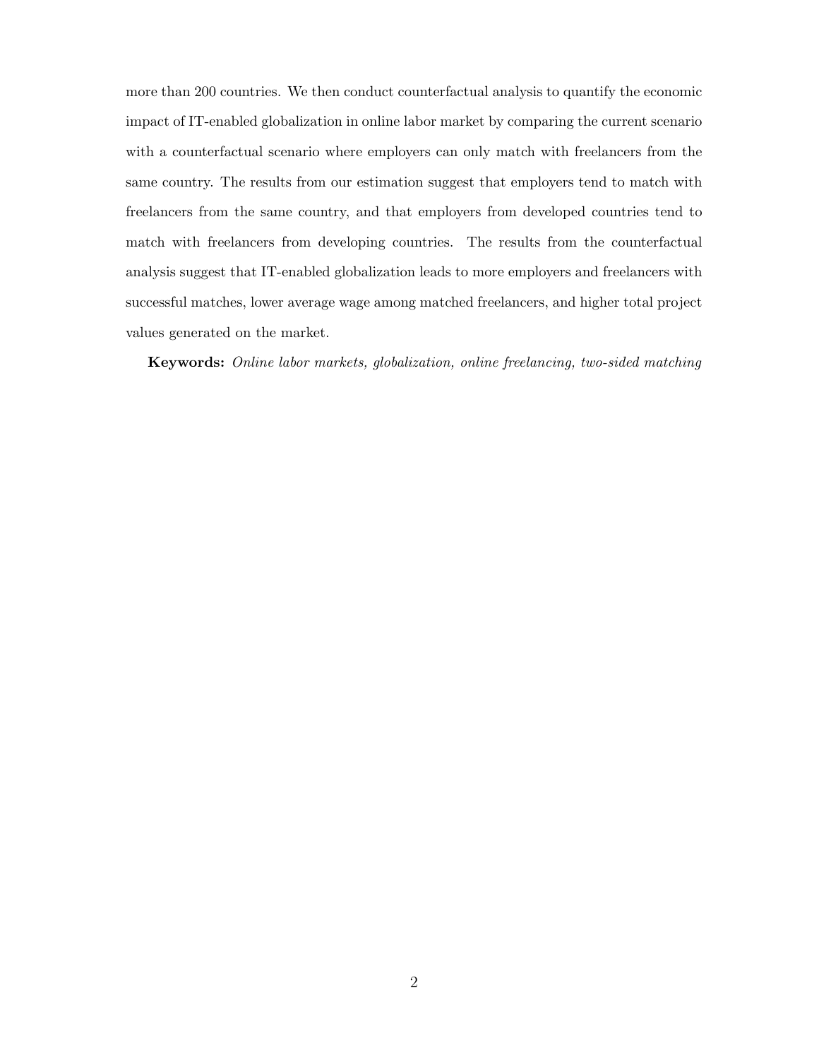more than 200 countries. We then conduct counterfactual analysis to quantify the economic impact of IT-enabled globalization in online labor market by comparing the current scenario with a counterfactual scenario where employers can only match with freelancers from the same country. The results from our estimation suggest that employers tend to match with freelancers from the same country, and that employers from developed countries tend to match with freelancers from developing countries. The results from the counterfactual analysis suggest that IT-enabled globalization leads to more employers and freelancers with successful matches, lower average wage among matched freelancers, and higher total project values generated on the market.

**Keywords:** *Online labor markets, globalization, online freelancing, two-sided matching*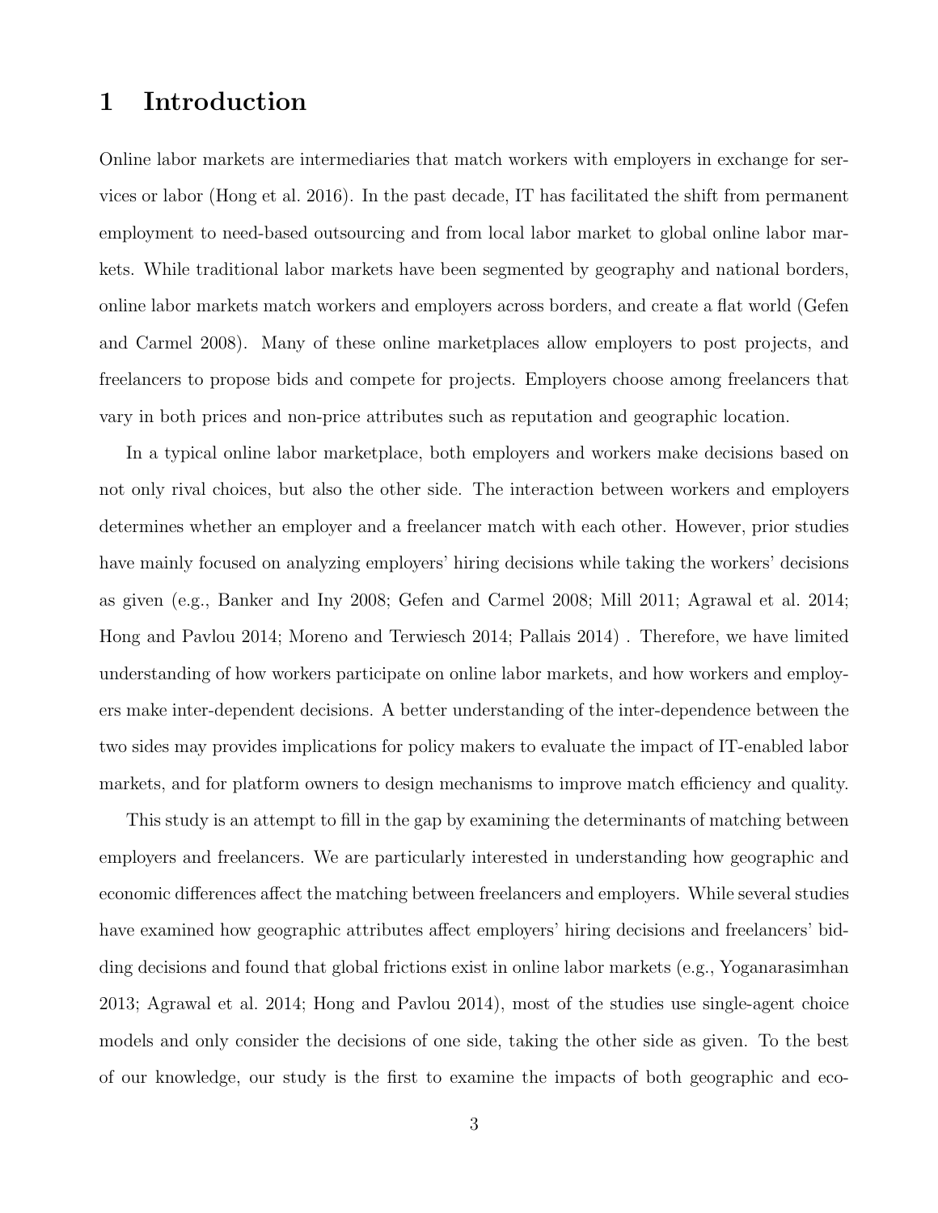# 1 Introduction

Online labor markets are intermediaries that match workers with employers in exchange for services or labor (Hong et al. 2016). In the past decade, IT has facilitated the shift from permanent employment to need-based outsourcing and from local labor market to global online labor markets. While traditional labor markets have been segmented by geography and national borders, online labor markets match workers and employers across borders, and create a flat world (Gefen and Carmel 2008). Many of these online marketplaces allow employers to post projects, and freelancers to propose bids and compete for projects. Employers choose among freelancers that vary in both prices and non-price attributes such as reputation and geographic location.

In a typical online labor marketplace, both employers and workers make decisions based on not only rival choices, but also the other side. The interaction between workers and employers determines whether an employer and a freelancer match with each other. However, prior studies have mainly focused on analyzing employers' hiring decisions while taking the workers' decisions as given (e.g., Banker and Iny 2008; Gefen and Carmel 2008; Mill 2011; Agrawal et al. 2014; Hong and Pavlou 2014; Moreno and Terwiesch 2014; Pallais 2014) . Therefore, we have limited understanding of how workers participate on online labor markets, and how workers and employers make inter-dependent decisions. A better understanding of the inter-dependence between the two sides may provides implications for policy makers to evaluate the impact of IT-enabled labor markets, and for platform owners to design mechanisms to improve match efficiency and quality.

This study is an attempt to fill in the gap by examining the determinants of matching between employers and freelancers. We are particularly interested in understanding how geographic and economic differences affect the matching between freelancers and employers. While several studies have examined how geographic attributes affect employers' hiring decisions and freelancers' bidding decisions and found that global frictions exist in online labor markets (e.g., Yoganarasimhan 2013; Agrawal et al. 2014; Hong and Pavlou 2014), most of the studies use single-agent choice models and only consider the decisions of one side, taking the other side as given. To the best of our knowledge, our study is the first to examine the impacts of both geographic and eco-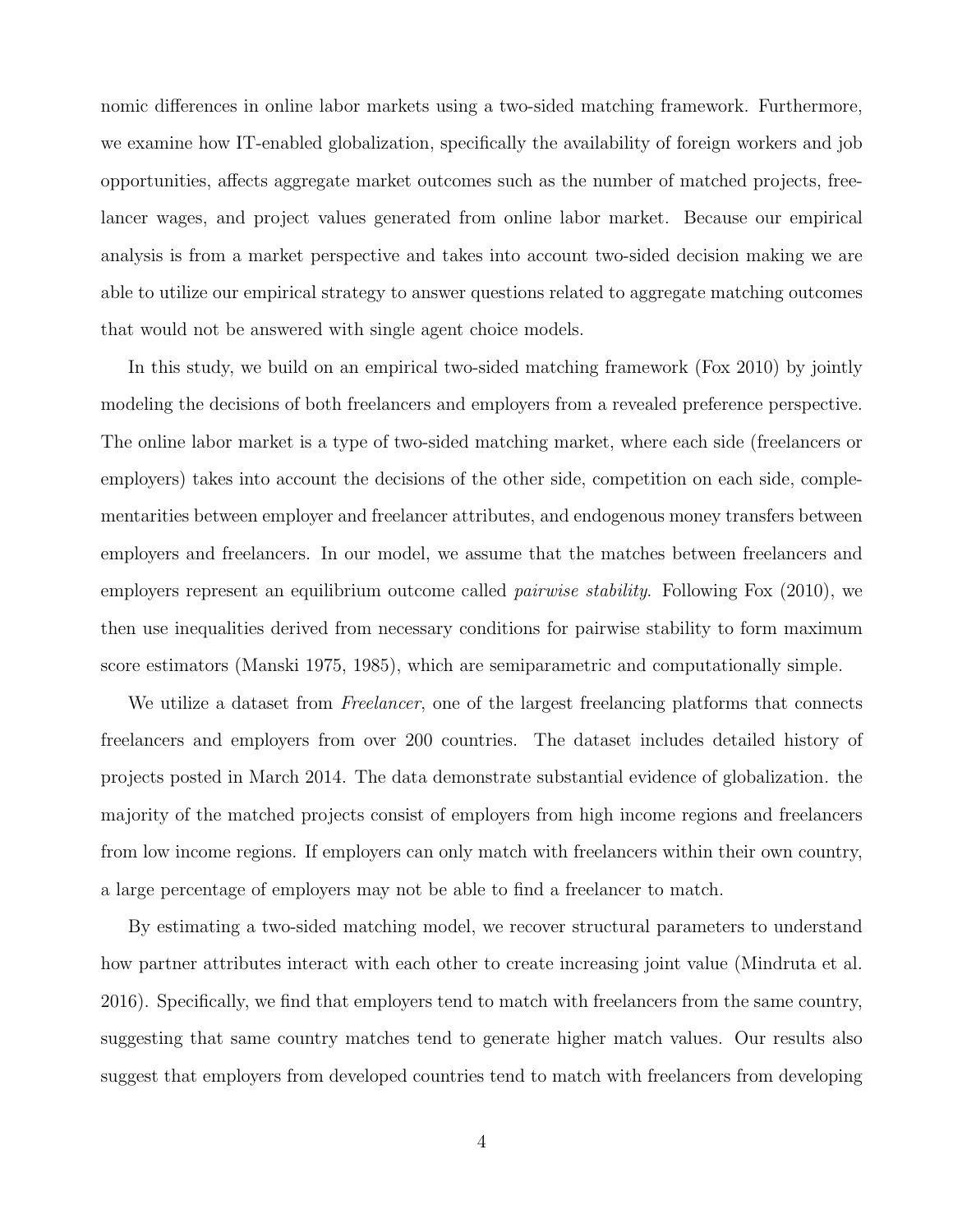nomic differences in online labor markets using a two-sided matching framework. Furthermore, we examine how IT-enabled globalization, specifically the availability of foreign workers and job opportunities, affects aggregate market outcomes such as the number of matched projects, freelancer wages, and project values generated from online labor market. Because our empirical analysis is from a market perspective and takes into account two-sided decision making we are able to utilize our empirical strategy to answer questions related to aggregate matching outcomes that would not be answered with single agent choice models.

In this study, we build on an empirical two-sided matching framework (Fox 2010) by jointly modeling the decisions of both freelancers and employers from a revealed preference perspective. The online labor market is a type of two-sided matching market, where each side (freelancers or employers) takes into account the decisions of the other side, competition on each side, complementarities between employer and freelancer attributes, and endogenous money transfers between employers and freelancers. In our model, we assume that the matches between freelancers and employers represent an equilibrium outcome called *pairwise stability*. Following Fox (2010), we then use inequalities derived from necessary conditions for pairwise stability to form maximum score estimators (Manski 1975, 1985), which are semiparametric and computationally simple.

We utilize a dataset from *Freelancer*, one of the largest freelancing platforms that connects freelancers and employers from over 200 countries. The dataset includes detailed history of projects posted in March 2014. The data demonstrate substantial evidence of globalization. the majority of the matched projects consist of employers from high income regions and freelancers from low income regions. If employers can only match with freelancers within their own country, a large percentage of employers may not be able to find a freelancer to match.

By estimating a two-sided matching model, we recover structural parameters to understand how partner attributes interact with each other to create increasing joint value (Mindruta et al. 2016). Specifically, we find that employers tend to match with freelancers from the same country, suggesting that same country matches tend to generate higher match values. Our results also suggest that employers from developed countries tend to match with freelancers from developing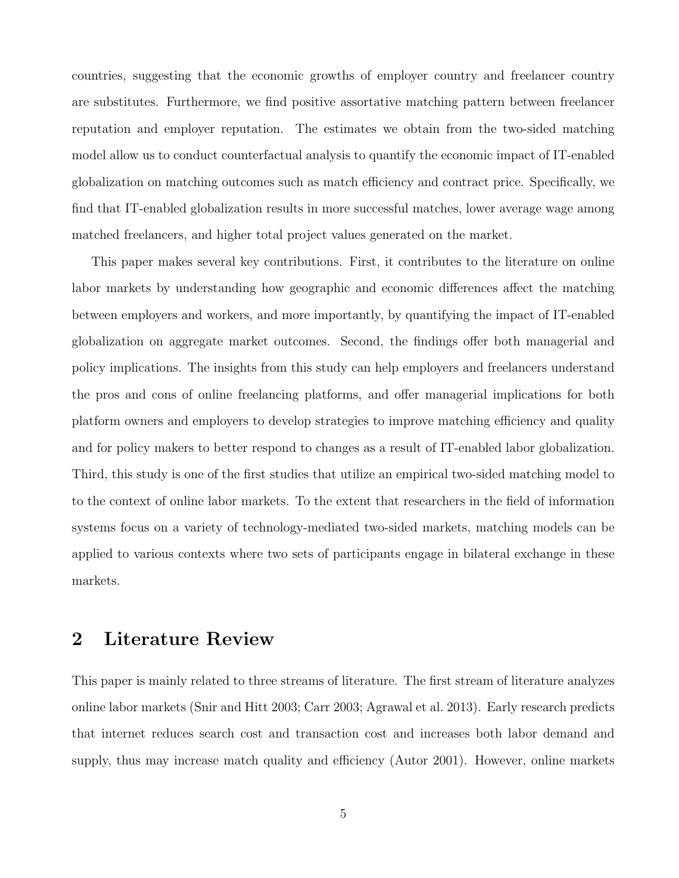countries, suggesting that the economic growths of employer country and freelancer country are substitutes. Furthermore, we find positive assortative matching pattern between freelancer reputation and employer reputation. The estimates we obtain from the two-sided matching model allow us to conduct counterfactual analysis to quantify the economic impact of IT-enabled globalization on matching outcomes such as match efficiency and contract price. Specifically, we find that IT-enabled globalization results in more successful matches, lower average wage among matched freelancers, and higher total project values generated on the market.

This paper makes several key contributions. First, it contributes to the literature on online labor markets by understanding how geographic and economic differences affect the matching between employers and workers, and more importantly, by quantifying the impact of IT-enabled globalization on aggregate market outcomes. Second, the findings offer both managerial and policy implications. The insights from this study can help employers and freelancers understand the pros and cons of online freelancing platforms, and offer managerial implications for both platform owners and employers to develop strategies to improve matching efficiency and quality and for policy makers to better respond to changes as a result of IT-enabled labor globalization. Third, this study is one of the first studies that utilize an empirical two-sided matching model to to the context of online labor markets. To the extent that researchers in the field of information systems focus on a variety of technology-mediated two-sided markets, matching models can be applied to various contexts where two sets of participants engage in bilateral exchange in these markets.

## 2 Literature Review

This paper is mainly related to three streams of literature. The first stream of literature analyzes online labor markets (Snir and Hitt 2003; Carr 2003; Agrawal et al. 2013). Early research predicts that internet reduces search cost and transaction cost and increases both labor demand and supply, thus may increase match quality and efficiency (Autor 2001). However, online markets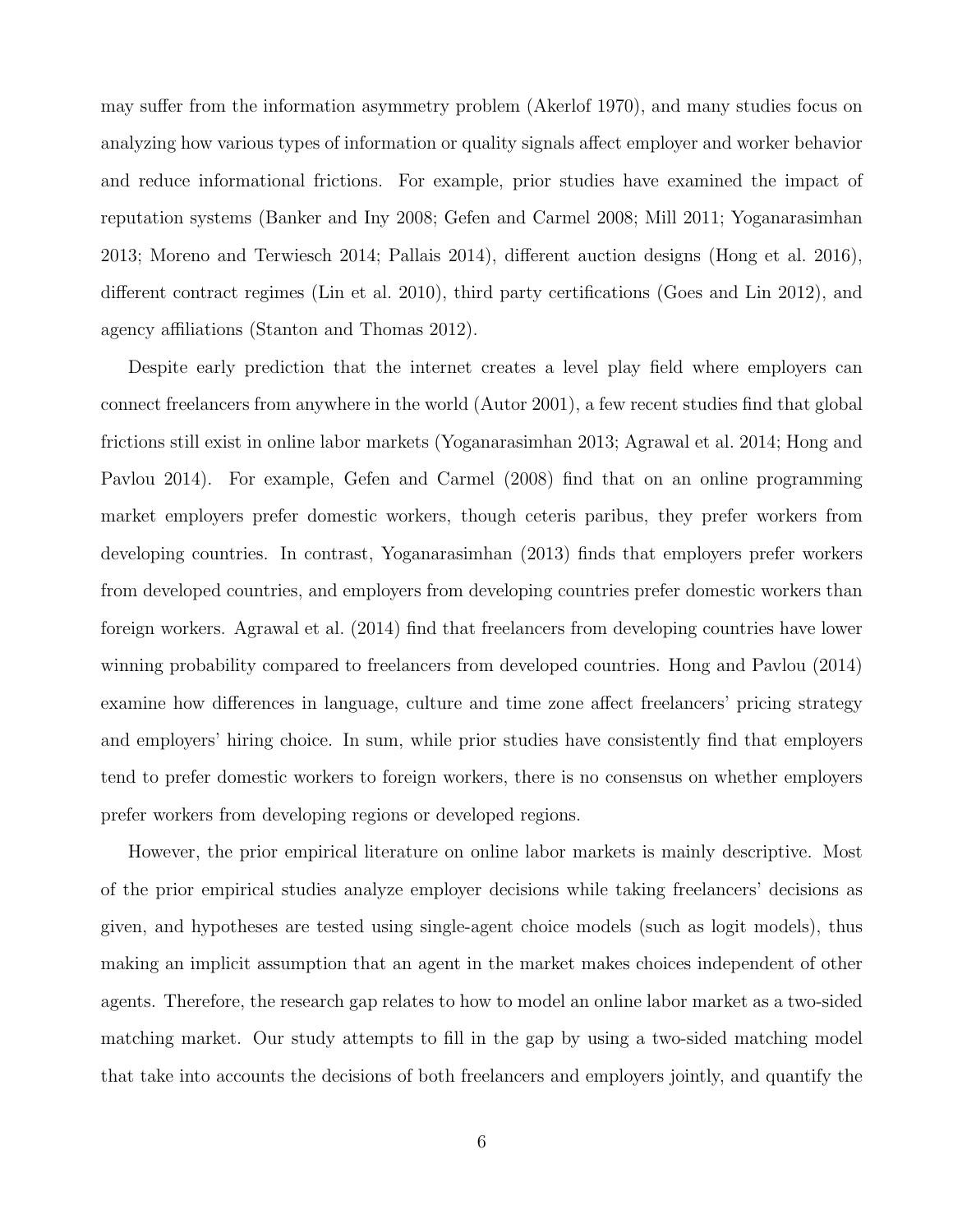may suffer from the information asymmetry problem (Akerlof 1970), and many studies focus on analyzing how various types of information or quality signals affect employer and worker behavior and reduce informational frictions. For example, prior studies have examined the impact of reputation systems (Banker and Iny 2008; Gefen and Carmel 2008; Mill 2011; Yoganarasimhan 2013; Moreno and Terwiesch 2014; Pallais 2014), different auction designs (Hong et al. 2016), different contract regimes (Lin et al. 2010), third party certifications (Goes and Lin 2012), and agency affiliations (Stanton and Thomas 2012).

Despite early prediction that the internet creates a level play field where employers can connect freelancers from anywhere in the world (Autor 2001), a few recent studies find that global frictions still exist in online labor markets (Yoganarasimhan 2013; Agrawal et al. 2014; Hong and Pavlou 2014). For example, Gefen and Carmel (2008) find that on an online programming market employers prefer domestic workers, though ceteris paribus, they prefer workers from developing countries. In contrast, Yoganarasimhan (2013) finds that employers prefer workers from developed countries, and employers from developing countries prefer domestic workers than foreign workers. Agrawal et al. (2014) find that freelancers from developing countries have lower winning probability compared to freelancers from developed countries. Hong and Pavlou (2014) examine how differences in language, culture and time zone affect freelancers' pricing strategy and employers' hiring choice. In sum, while prior studies have consistently find that employers tend to prefer domestic workers to foreign workers, there is no consensus on whether employers prefer workers from developing regions or developed regions.

However, the prior empirical literature on online labor markets is mainly descriptive. Most of the prior empirical studies analyze employer decisions while taking freelancers' decisions as given, and hypotheses are tested using single-agent choice models (such as logit models), thus making an implicit assumption that an agent in the market makes choices independent of other agents. Therefore, the research gap relates to how to model an online labor market as a two-sided matching market. Our study attempts to fill in the gap by using a two-sided matching model that take into accounts the decisions of both freelancers and employers jointly, and quantify the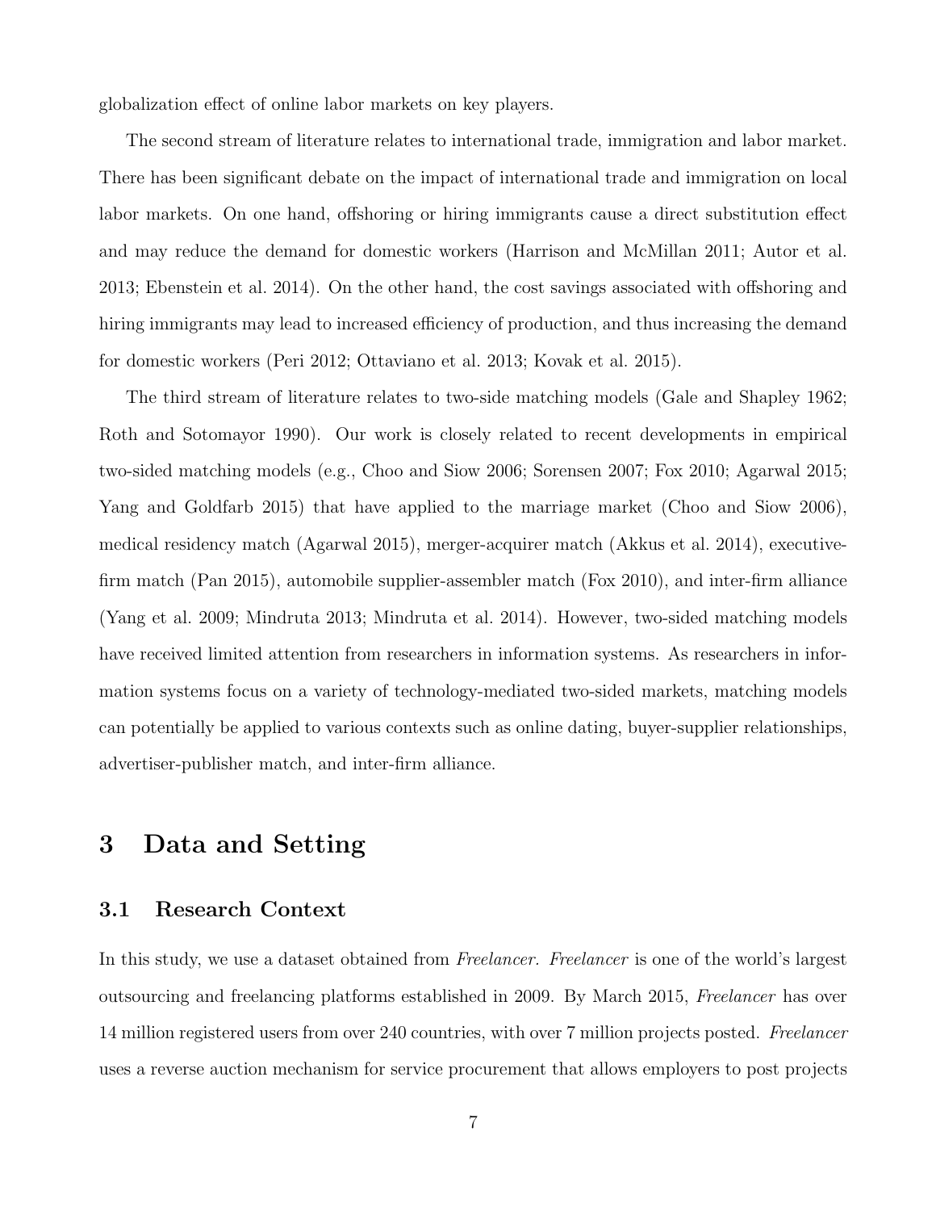globalization effect of online labor markets on key players.

The second stream of literature relates to international trade, immigration and labor market. There has been significant debate on the impact of international trade and immigration on local labor markets. On one hand, offshoring or hiring immigrants cause a direct substitution effect and may reduce the demand for domestic workers (Harrison and McMillan 2011; Autor et al. 2013; Ebenstein et al. 2014). On the other hand, the cost savings associated with offshoring and hiring immigrants may lead to increased efficiency of production, and thus increasing the demand for domestic workers (Peri 2012; Ottaviano et al. 2013; Kovak et al. 2015).

The third stream of literature relates to two-side matching models (Gale and Shapley 1962; Roth and Sotomayor 1990). Our work is closely related to recent developments in empirical two-sided matching models (e.g., Choo and Siow 2006; Sorensen 2007; Fox 2010; Agarwal 2015; Yang and Goldfarb 2015) that have applied to the marriage market (Choo and Siow 2006), medical residency match (Agarwal 2015), merger-acquirer match (Akkus et al. 2014), executive-firm match (Pan 2015), automobile supplier-assembler match (Fox 2010), and inter-firm alliance (Yang et al. 2009; Mindruta 2013; Mindruta et al. 2014). However, two-sided matching models have received limited attention from researchers in information systems. As researchers in information systems focus on a variety of technology-mediated two-sided markets, matching models can potentially be applied to various contexts such as online dating, buyer-supplier relationships, advertiser-publisher match, and inter-firm alliance.

# 3 Data and Setting

## 3.1 Research Context

In this study, we use a dataset obtained from *Freelancer. Freelancer* is one of the world's largest outsourcing and freelancing platforms established in 2009. By March 2015, *Freelancer* has over 14 million registered users from over 240 countries, with over 7 million projects posted. *Freelancer* uses a reverse auction mechanism for service procurement that allows employers to post projects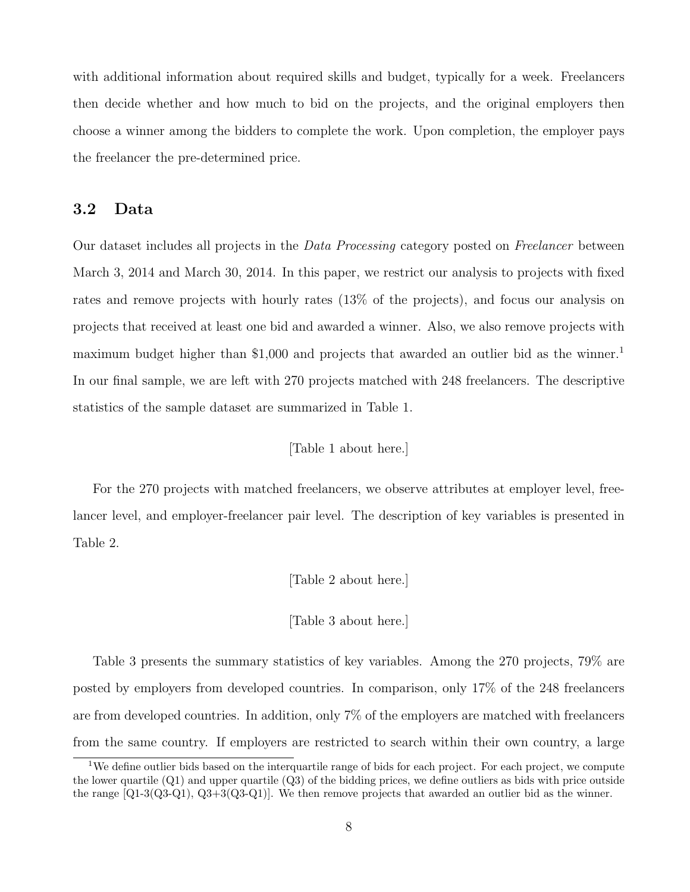with additional information about required skills and budget, typically for a week. Freelancers then decide whether and how much to bid on the projects, and the original employers then choose a winner among the bidders to complete the work. Upon completion, the employer pays the freelancer the pre-determined price.

### 3.2 Data

Our dataset includes all projects in the *Data Processing* category posted on *Freelancer* between March 3, 2014 and March 30, 2014. In this paper, we restrict our analysis to projects with fixed rates and remove projects with hourly rates (13% of the projects), and focus our analysis on projects that received at least one bid and awarded a winner. Also, we also remove projects with maximum budget higher than $1,000 and projects that awarded an outlier bid as the winner.[1] In our final sample, we are left with 270 projects matched with 248 freelancers. The descriptive statistics of the sample dataset are summarized in Table 1.

[Table 1 about here.]

For the 270 projects with matched freelancers, we observe attributes at employer level, freelancer level, and employer-freelancer pair level. The description of key variables is presented in Table 2.

[Table 2 about here.]

[Table 3 about here.]

Table 3 presents the summary statistics of key variables. Among the 270 projects, 79% are posted by employers from developed countries. In comparison, only 17% of the 248 freelancers are from developed countries. In addition, only 7% of the employers are matched with freelancers from the same country. If employers are restricted to search within their own country, a large

[1] We define outlier bids based on the interquartile range of bids for each project. For each project, we compute the lower quartile (Q1) and upper quartile (Q3) of the bidding prices, we define outliers as bids with price outside the range [Q1-3(Q3-Q1), Q3+3(Q3-Q1)]. We then remove projects that awarded an outlier bid as the winner.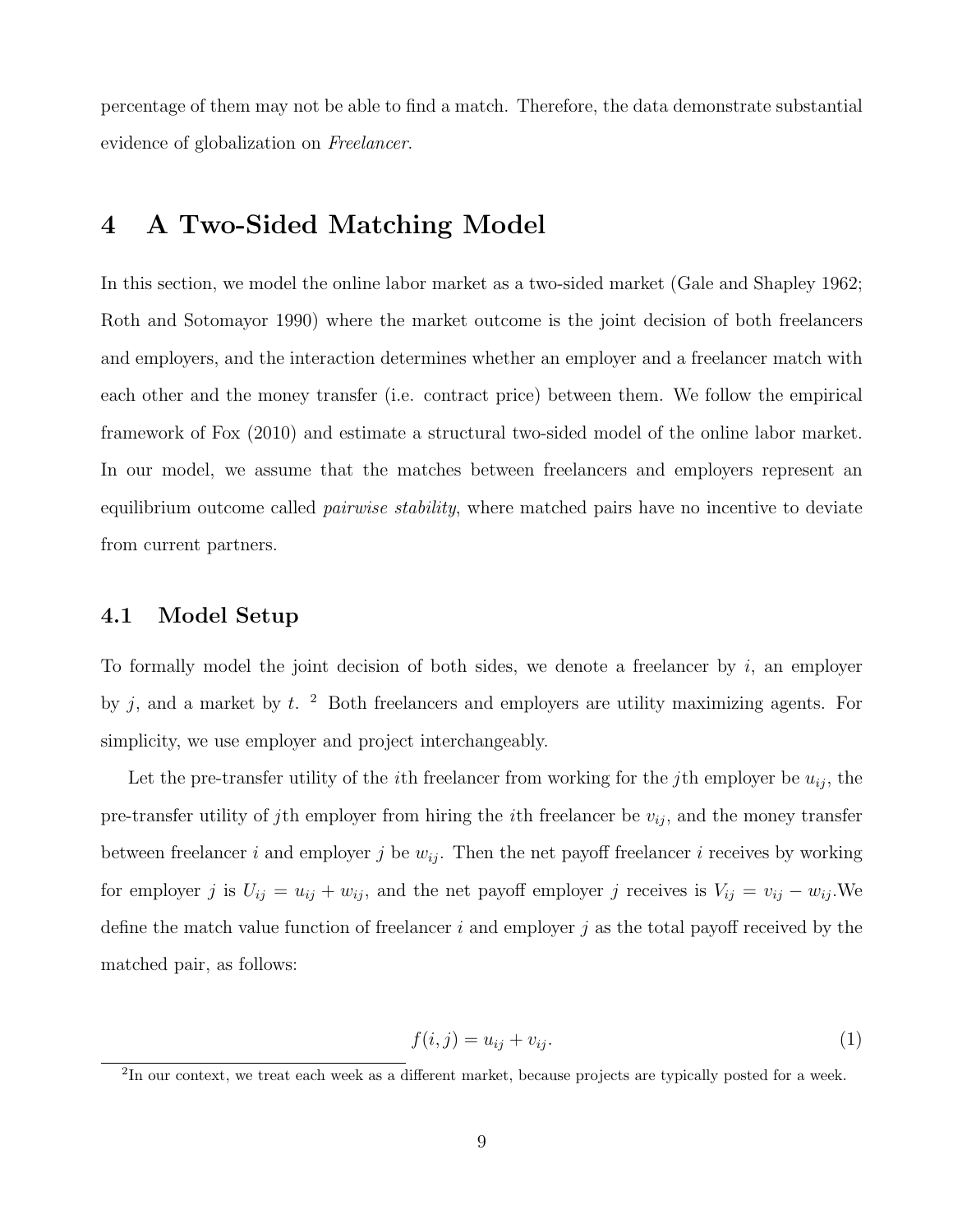percentage of them may not be able to find a match. Therefore, the data demonstrate substantial evidence of globalization on *Freelancer*.

# 4 A Two-Sided Matching Model

In this section, we model the online labor market as a two-sided market (Gale and Shapley 1962; Roth and Sotomayor 1990) where the market outcome is the joint decision of both freelancers and employers, and the interaction determines whether an employer and a freelancer match with each other and the money transfer (i.e. contract price) between them. We follow the empirical framework of Fox (2010) and estimate a structural two-sided model of the online labor market. In our model, we assume that the matches between freelancers and employers represent an equilibrium outcome called *pairwise stability*, where matched pairs have no incentive to deviate from current partners.

## 4.1 Model Setup

To formally model the joint decision of both sides, we denote a freelancer by $i$, an employer by $j$, and a market by $t$. [2] Both freelancers and employers are utility maximizing agents. For simplicity, we use employer and project interchangeably.

Let the pre-transfer utility of the $i$th freelancer from working for the $j$th employer be $u_{ij}$, the pre-transfer utility of $j$th employer from hiring the $i$th freelancer be $v_{ij}$, and the money transfer between freelancer $i$ and employer $j$ be $w_{ij}$. Then the net payoff freelancer $i$ receives by working for employer $j$ is $U_{ij} = u_{ij} + w_{ij}$, and the net payoff employer $j$ receives is $V_{ij} = v_{ij} - w_{ij}$.We define the match value function of freelancer $i$ and employer $j$ as the total payoff received by the matched pair, as follows:

$$f(i, j) = u_{ij} + v_{ij}. \tag{1}$$

[2] In our context, we treat each week as a different market, because projects are typically posted for a week.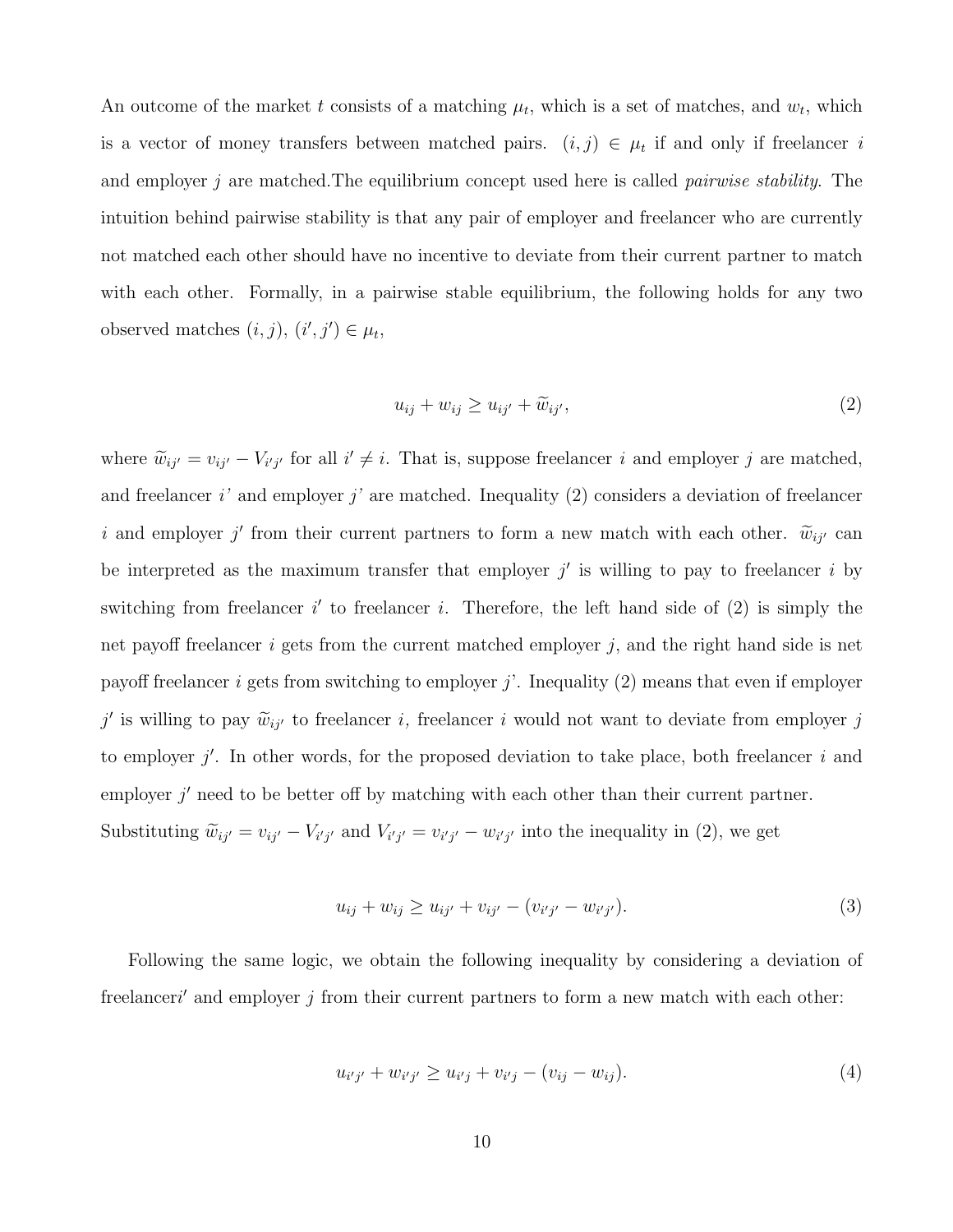An outcome of the market $t$ consists of a matching $\mu_t$, which is a set of matches, and $w_t$, which is a vector of money transfers between matched pairs. $(i, j) \in \mu_t$ if and only if freelancer $i$ and employer $j$ are matched.The equilibrium concept used here is called *pairwise stability*. The intuition behind pairwise stability is that any pair of employer and freelancer who are currently not matched each other should have no incentive to deviate from their current partner to match with each other. Formally, in a pairwise stable equilibrium, the following holds for any two observed matches $(i, j)$, $(i', j') \in \mu_t$,

$$u_{ij} + w_{ij} \geq u_{ij'} + \widetilde{w}_{ij'}, \tag{2}$$

where $\widetilde{w}_{ij'} = v_{ij'} - V_{i'j'}$ for all $i' \neq i$. That is, suppose freelancer $i$ and employer $j$ are matched, and freelancer $i$' and employer $j$' are matched. Inequality (2) considers a deviation of freelancer $i$ and employer $j'$ from their current partners to form a new match with each other. $\widetilde{w}_{ij'}$ can be interpreted as the maximum transfer that employer $j'$ is willing to pay to freelancer $i$ by switching from freelancer $i'$ to freelancer $i$. Therefore, the left hand side of (2) is simply the net payoff freelancer $i$ gets from the current matched employer $j$, and the right hand side is net payoff freelancer $i$ gets from switching to employer $j$'. Inequality (2) means that even if employer $j'$ is willing to pay $\widetilde{w}_{ij'}$ to freelancer $i$, freelancer $i$ would not want to deviate from employer $j$ to employer $j'$. In other words, for the proposed deviation to take place, both freelancer $i$ and employer $j'$ need to be better off by matching with each other than their current partner.

Substituting $\widetilde{w}_{ij'} = v_{ij'} - V_{i'j'}$ and $V_{i'j'} = v_{i'j'} - w_{i'j'}$ into the inequality in (2), we get

$$u_{ij} + w_{ij} \geq u_{ij'} + v_{ij'} - (v_{i'j'} - w_{i'j'}). \tag{3}$$

Following the same logic, we obtain the following inequality by considering a deviation of freelancer$i'$ and employer $j$ from their current partners to form a new match with each other:

$$u_{i'j'} + w_{i'j'} \geq u_{i'j} + v_{i'j} - (v_{ij} - w_{ij}). \tag{4}$$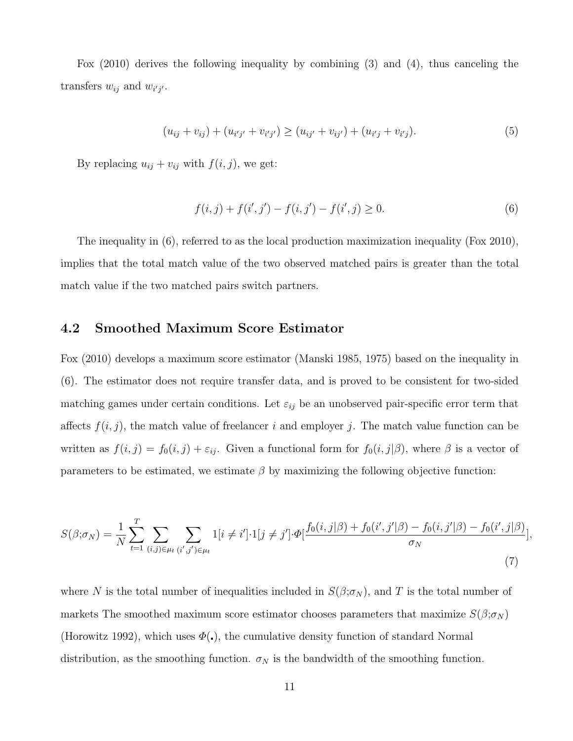Fox (2010) derives the following inequality by combining (3) and (4), thus canceling the transfers $w_{ij}$ and $w_{i'j'}$.

$$(u_{ij} + v_{ij}) + (u_{i'j'} + v_{i'j'}) \geq (u_{ij'} + v_{ij'}) + (u_{i'j} + v_{i'j}). \tag{5}$$

By replacing $u_{ij} + v_{ij}$ with $f(i, j)$, we get:

$$f(i, j) + f(i', j') - f(i, j') - f(i', j) \geq 0. \tag{6}$$

The inequality in (6), referred to as the local production maximization inequality (Fox 2010), implies that the total match value of the two observed matched pairs is greater than the total match value if the two matched pairs switch partners.

## 4.2 Smoothed Maximum Score Estimator

Fox (2010) develops a maximum score estimator (Manski 1985, 1975) based on the inequality in (6). The estimator does not require transfer data, and is proved to be consistent for two-sided matching games under certain conditions. Let $\varepsilon_{ij}$ be an unobserved pair-specific error term that affects $f(i, j)$, the match value of freelancer $i$ and employer $j$. The match value function can be written as $f(i, j) = f_0(i, j) + \varepsilon_{ij}$. Given a functional form for $f_0(i, j|\beta)$, where $\beta$ is a vector of parameters to be estimated, we estimate $\beta$ by maximizing the following objective function:

$$S(\beta;\sigma_N) = \frac{1}{N}\sum_{t=1}^{T} \sum_{(i,j)\in\mu_t} \sum_{(i',j')\in\mu_t} 1[i \neq i'] \cdot 1[j \neq j'] \cdot \Phi[\frac{f_0(i, j|\beta) + f_0(i', j'|\beta) - f_0(i, j'|\beta) - f_0(i', j|\beta)}{\sigma_N}], \tag{7}$$

where $N$ is the total number of inequalities included in $S(\beta;\sigma_N)$, and $T$ is the total number of markets The smoothed maximum score estimator chooses parameters that maximize $S(\beta;\sigma_N)$ (Horowitz 1992), which uses $\Phi(.)$, the cumulative density function of standard Normal distribution, as the smoothing function. $\sigma_N$ is the bandwidth of the smoothing function.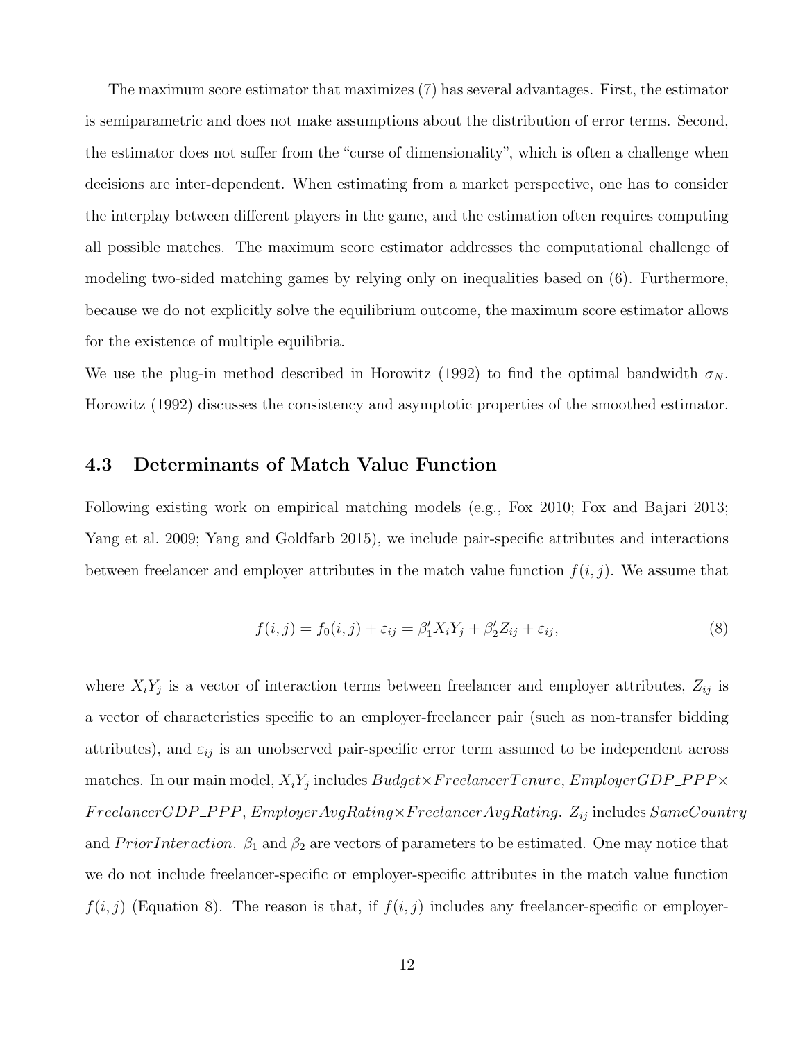The maximum score estimator that maximizes (7) has several advantages. First, the estimator is semiparametric and does not make assumptions about the distribution of error terms. Second, the estimator does not suffer from the "curse of dimensionality", which is often a challenge when decisions are inter-dependent. When estimating from a market perspective, one has to consider the interplay between different players in the game, and the estimation often requires computing all possible matches. The maximum score estimator addresses the computational challenge of modeling two-sided matching games by relying only on inequalities based on (6). Furthermore, because we do not explicitly solve the equilibrium outcome, the maximum score estimator allows for the existence of multiple equilibria.

We use the plug-in method described in Horowitz (1992) to find the optimal bandwidth $\sigma_N$. Horowitz (1992) discusses the consistency and asymptotic properties of the smoothed estimator.

### 4.3 Determinants of Match Value Function

Following existing work on empirical matching models (e.g., Fox 2010; Fox and Bajari 2013; Yang et al. 2009; Yang and Goldfarb 2015), we include pair-specific attributes and interactions between freelancer and employer attributes in the match value function $f(i,j)$. We assume that

$$f(i,j) = f_0(i,j) + \varepsilon_{ij} = \beta_1' X_i Y_j + \beta_2' Z_{ij} + \varepsilon_{ij}, \tag{8}$$

where $X_i Y_j$ is a vector of interaction terms between freelancer and employer attributes, $Z_{ij}$ is a vector of characteristics specific to an employer-freelancer pair (such as non-transfer bidding attributes), and $\varepsilon_{ij}$ is an unobserved pair-specific error term assumed to be independent across matches. In our main model, $X_i Y_j$ includes $Budget \times FreelancerTenure$, $EmployerGDP\_PPP \times FreelancerGDP\_PPP$, $EmployerAvgRating \times FreelancerAvgRating$. $Z_{ij}$ includes $SameCountry$ and $PriorInteraction$. $\beta_1$ and $\beta_2$ are vectors of parameters to be estimated. One may notice that we do not include freelancer-specific or employer-specific attributes in the match value function $f(i,j)$ (Equation 8). The reason is that, if $f(i,j)$ includes any freelancer-specific or employer-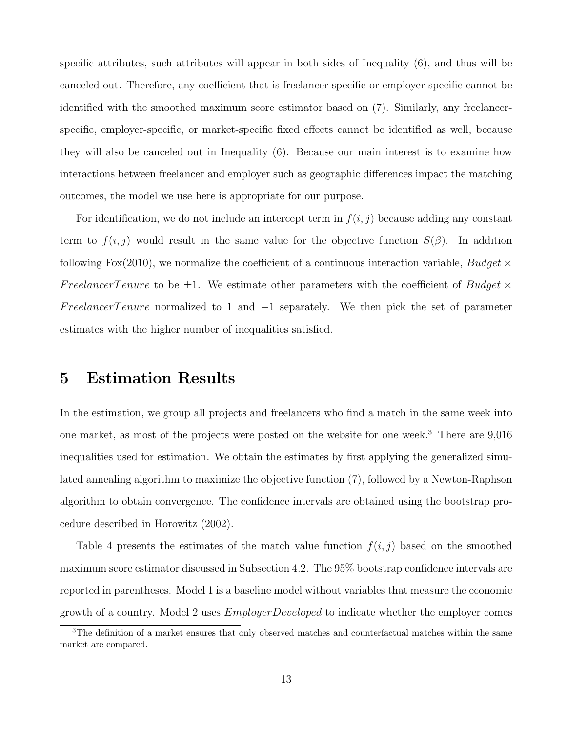specific attributes, such attributes will appear in both sides of Inequality (6), and thus will be canceled out. Therefore, any coefficient that is freelancer-specific or employer-specific cannot be identified with the smoothed maximum score estimator based on (7). Similarly, any freelancer-specific, employer-specific, or market-specific fixed effects cannot be identified as well, because they will also be canceled out in Inequality (6). Because our main interest is to examine how interactions between freelancer and employer such as geographic differences impact the matching outcomes, the model we use here is appropriate for our purpose.

For identification, we do not include an intercept term in $f(i, j)$ because adding any constant term to $f(i, j)$ would result in the same value for the objective function $S(\beta)$. In addition following Fox(2010), we normalize the coefficient of a continuous interaction variable, $Budget \times FreelancerTenure$ to be $\pm 1$. We estimate other parameters with the coefficient of $Budget \times FreelancerTenure$ normalized to 1 and $-1$ separately. We then pick the set of parameter estimates with the higher number of inequalities satisfied.

## 5 Estimation Results

In the estimation, we group all projects and freelancers who find a match in the same week into one market, as most of the projects were posted on the website for one week.[3] There are 9,016 inequalities used for estimation. We obtain the estimates by first applying the generalized simulated annealing algorithm to maximize the objective function (7), followed by a Newton-Raphson algorithm to obtain convergence. The confidence intervals are obtained using the bootstrap procedure described in Horowitz (2002).

Table 4 presents the estimates of the match value function $f(i, j)$ based on the smoothed maximum score estimator discussed in Subsection 4.2. The 95% bootstrap confidence intervals are reported in parentheses. Model 1 is a baseline model without variables that measure the economic growth of a country. Model 2 uses *EmployerDeveloped* to indicate whether the employer comes

[3] The definition of a market ensures that only observed matches and counterfactual matches within the same market are compared.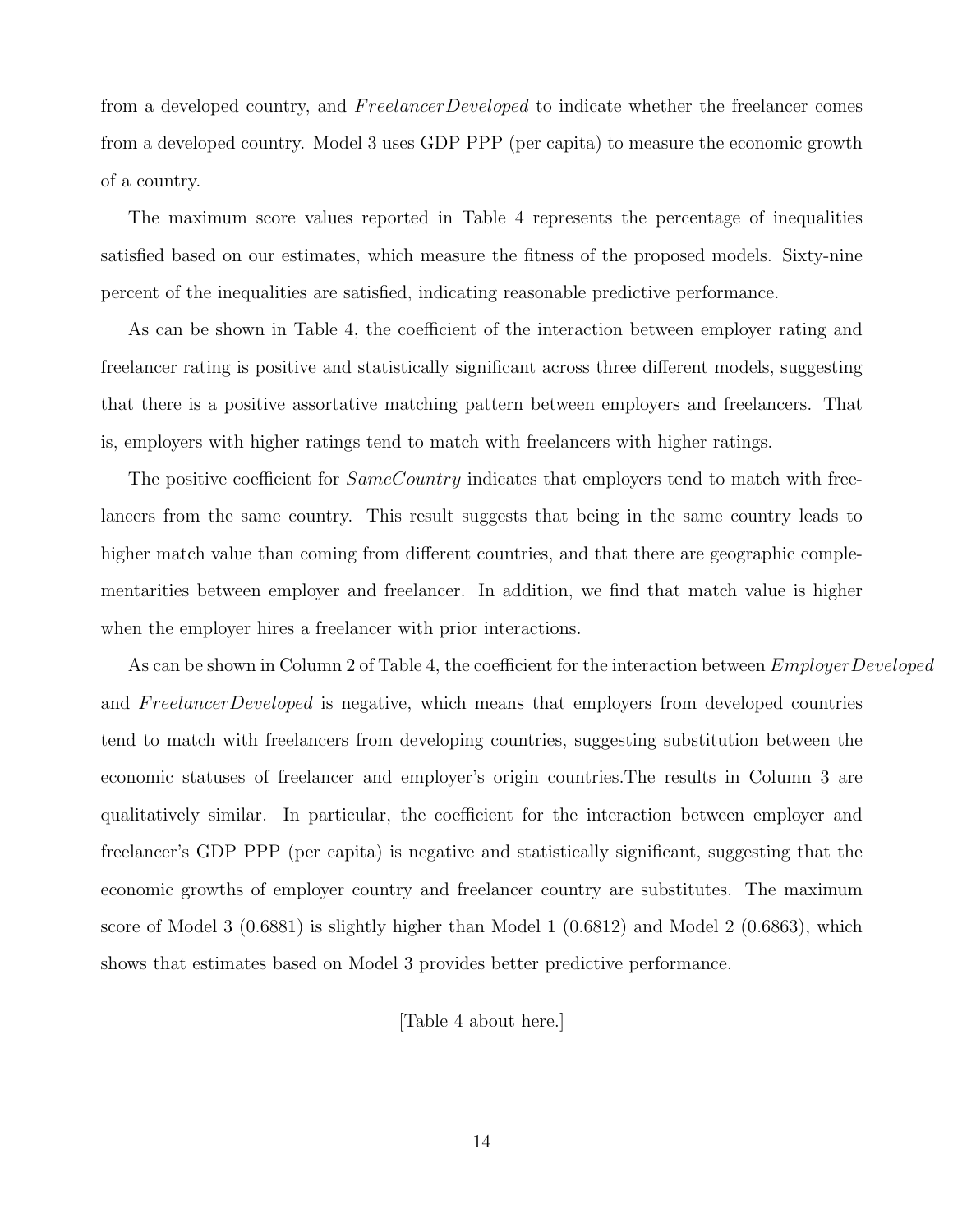from a developed country, and *FreelancerDeveloped* to indicate whether the freelancer comes from a developed country. Model 3 uses GDP PPP (per capita) to measure the economic growth of a country.

The maximum score values reported in Table 4 represents the percentage of inequalities satisfied based on our estimates, which measure the fitness of the proposed models. Sixty-nine percent of the inequalities are satisfied, indicating reasonable predictive performance.

As can be shown in Table 4, the coefficient of the interaction between employer rating and freelancer rating is positive and statistically significant across three different models, suggesting that there is a positive assortative matching pattern between employers and freelancers. That is, employers with higher ratings tend to match with freelancers with higher ratings.

The positive coefficient for *SameCountry* indicates that employers tend to match with freelancers from the same country. This result suggests that being in the same country leads to higher match value than coming from different countries, and that there are geographic complementarities between employer and freelancer. In addition, we find that match value is higher when the employer hires a freelancer with prior interactions.

As can be shown in Column 2 of Table 4, the coefficient for the interaction between *EmployerDeveloped* and *FreelancerDeveloped* is negative, which means that employers from developed countries tend to match with freelancers from developing countries, suggesting substitution between the economic statuses of freelancer and employer's origin countries.The results in Column 3 are qualitatively similar. In particular, the coefficient for the interaction between employer and freelancer's GDP PPP (per capita) is negative and statistically significant, suggesting that the economic growths of employer country and freelancer country are substitutes. The maximum score of Model 3 (0.6881) is slightly higher than Model 1 (0.6812) and Model 2 (0.6863), which shows that estimates based on Model 3 provides better predictive performance.

[Table 4 about here.]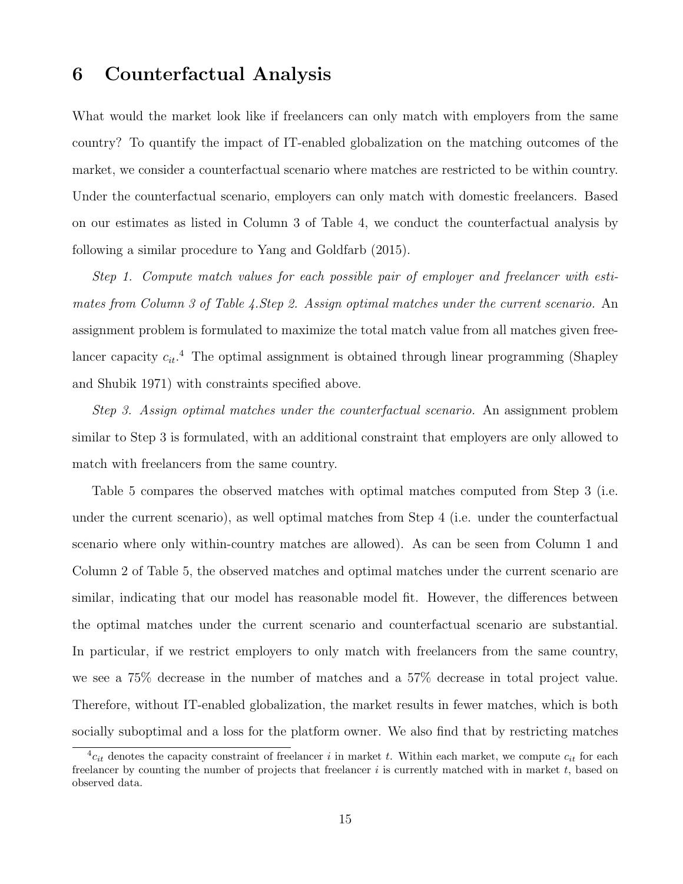# 6 Counterfactual Analysis

What would the market look like if freelancers can only match with employers from the same country? To quantify the impact of IT-enabled globalization on the matching outcomes of the market, we consider a counterfactual scenario where matches are restricted to be within country. Under the counterfactual scenario, employers can only match with domestic freelancers. Based on our estimates as listed in Column 3 of Table 4, we conduct the counterfactual analysis by following a similar procedure to Yang and Goldfarb (2015).

*Step 1. Compute match values for each possible pair of employer and freelancer with estimates from Column 3 of Table 4.Step 2. Assign optimal matches under the current scenario.* An assignment problem is formulated to maximize the total match value from all matches given freelancer capacity $c_{it}$.[4] The optimal assignment is obtained through linear programming (Shapley and Shubik 1971) with constraints specified above.

*Step 3. Assign optimal matches under the counterfactual scenario.* An assignment problem similar to Step 3 is formulated, with an additional constraint that employers are only allowed to match with freelancers from the same country.

Table 5 compares the observed matches with optimal matches computed from Step 3 (i.e. under the current scenario), as well optimal matches from Step 4 (i.e. under the counterfactual scenario where only within-country matches are allowed). As can be seen from Column 1 and Column 2 of Table 5, the observed matches and optimal matches under the current scenario are similar, indicating that our model has reasonable model fit. However, the differences between the optimal matches under the current scenario and counterfactual scenario are substantial. In particular, if we restrict employers to only match with freelancers from the same country, we see a 75% decrease in the number of matches and a 57% decrease in total project value. Therefore, without IT-enabled globalization, the market results in fewer matches, which is both socially suboptimal and a loss for the platform owner. We also find that by restricting matches

[4] $c_{it}$ denotes the capacity constraint of freelancer $i$ in market $t$. Within each market, we compute $c_{it}$ for each freelancer by counting the number of projects that freelancer $i$ is currently matched with in market $t$, based on observed data.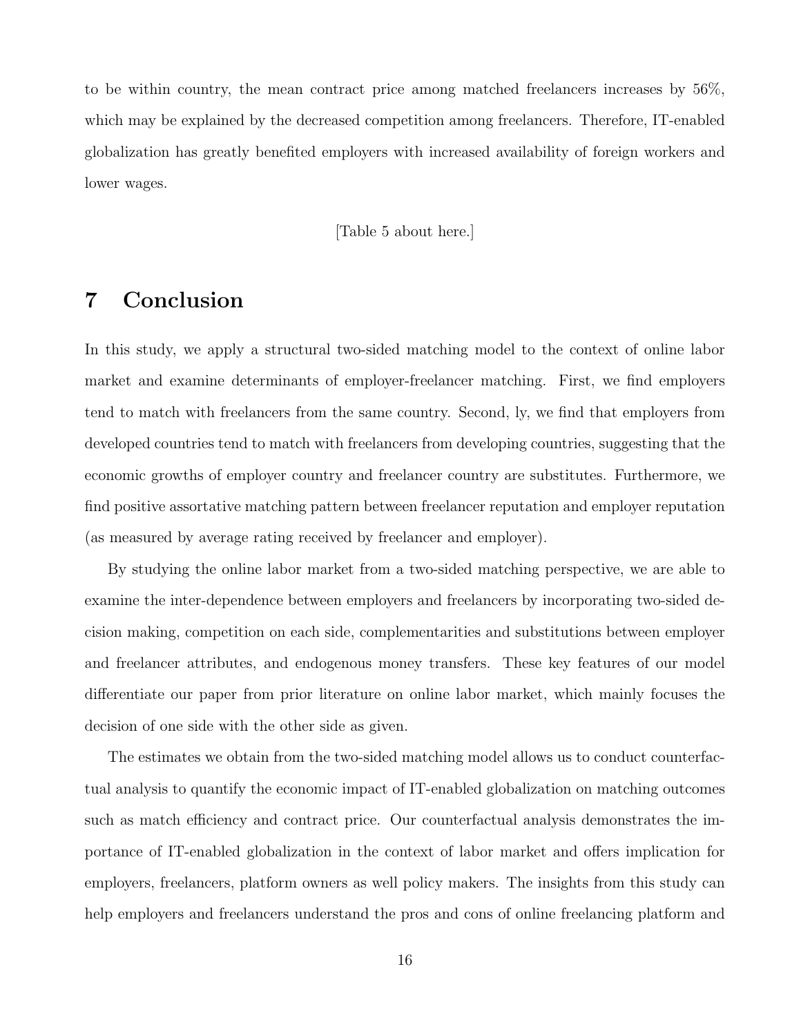to be within country, the mean contract price among matched freelancers increases by 56%, which may be explained by the decreased competition among freelancers. Therefore, IT-enabled globalization has greatly benefited employers with increased availability of foreign workers and lower wages.

[Table 5 about here.]

# 7 Conclusion

In this study, we apply a structural two-sided matching model to the context of online labor market and examine determinants of employer-freelancer matching. First, we find employers tend to match with freelancers from the same country. Second, ly, we find that employers from developed countries tend to match with freelancers from developing countries, suggesting that the economic growths of employer country and freelancer country are substitutes. Furthermore, we find positive assortative matching pattern between freelancer reputation and employer reputation (as measured by average rating received by freelancer and employer).

By studying the online labor market from a two-sided matching perspective, we are able to examine the inter-dependence between employers and freelancers by incorporating two-sided decision making, competition on each side, complementarities and substitutions between employer and freelancer attributes, and endogenous money transfers. These key features of our model differentiate our paper from prior literature on online labor market, which mainly focuses the decision of one side with the other side as given.

The estimates we obtain from the two-sided matching model allows us to conduct counterfactual analysis to quantify the economic impact of IT-enabled globalization on matching outcomes such as match efficiency and contract price. Our counterfactual analysis demonstrates the importance of IT-enabled globalization in the context of labor market and offers implication for employers, freelancers, platform owners as well policy makers. The insights from this study can help employers and freelancers understand the pros and cons of online freelancing platform and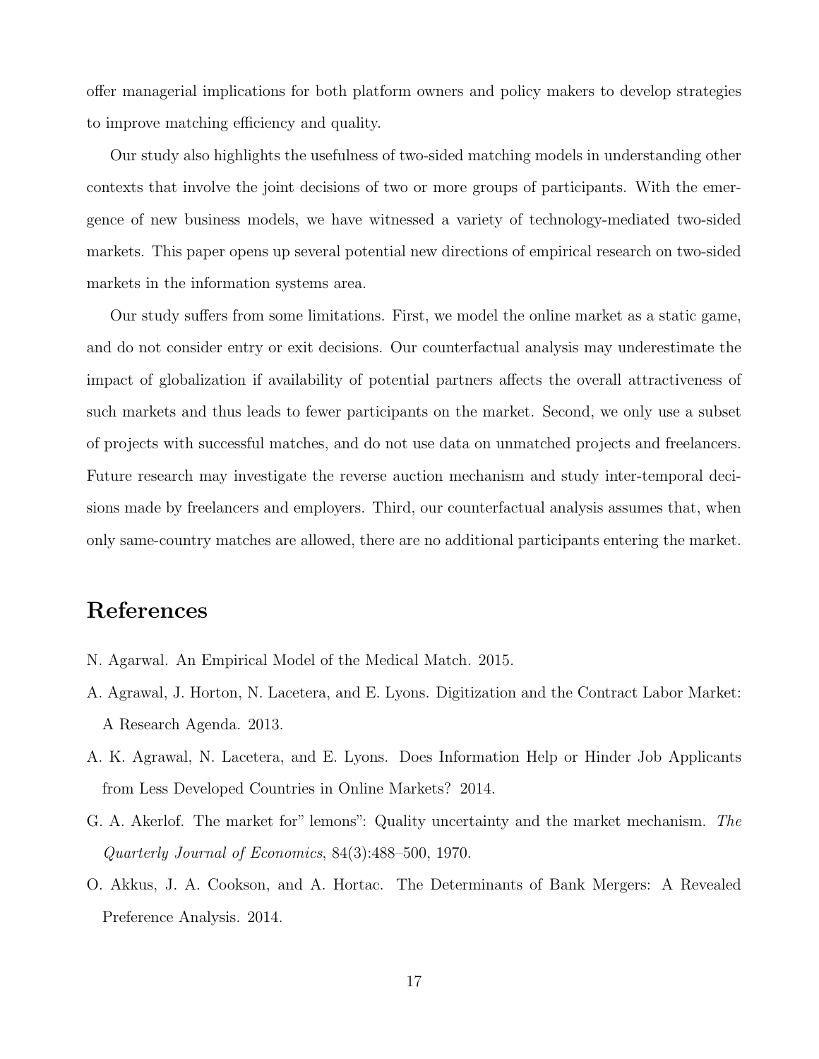offer managerial implications for both platform owners and policy makers to develop strategies to improve matching efficiency and quality.

Our study also highlights the usefulness of two-sided matching models in understanding other contexts that involve the joint decisions of two or more groups of participants. With the emergence of new business models, we have witnessed a variety of technology-mediated two-sided markets. This paper opens up several potential new directions of empirical research on two-sided markets in the information systems area.

Our study suffers from some limitations. First, we model the online market as a static game, and do not consider entry or exit decisions. Our counterfactual analysis may underestimate the impact of globalization if availability of potential partners affects the overall attractiveness of such markets and thus leads to fewer participants on the market. Second, we only use a subset of projects with successful matches, and do not use data on unmatched projects and freelancers. Future research may investigate the reverse auction mechanism and study inter-temporal decisions made by freelancers and employers. Third, our counterfactual analysis assumes that, when only same-country matches are allowed, there are no additional participants entering the market.

# References

N. Agarwal. An Empirical Model of the Medical Match. 2015.

A. Agrawal, J. Horton, N. Lacetera, and E. Lyons. Digitization and the Contract Labor Market: A Research Agenda. 2013.

A. K. Agrawal, N. Lacetera, and E. Lyons. Does Information Help or Hinder Job Applicants from Less Developed Countries in Online Markets? 2014.

G. A. Akerlof. The market for" lemons": Quality uncertainty and the market mechanism. *The Quarterly Journal of Economics*, 84(3):488–500, 1970.

O. Akkus, J. A. Cookson, and A. Hortac. The Determinants of Bank Mergers: A Revealed Preference Analysis. 2014.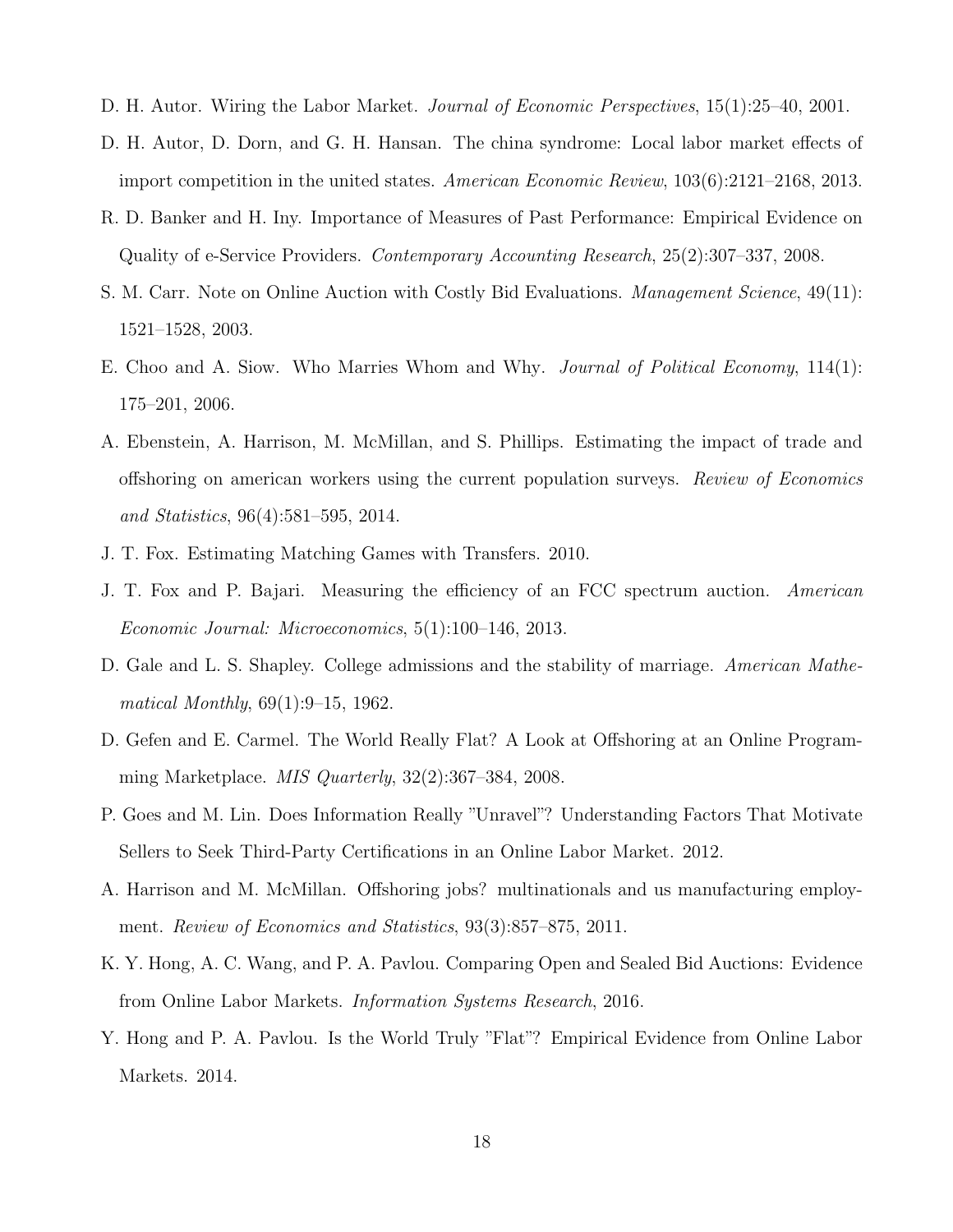D. H. Autor. Wiring the Labor Market. *Journal of Economic Perspectives*, 15(1):25–40, 2001.

D. H. Autor, D. Dorn, and G. H. Hansan. The china syndrome: Local labor market effects of import competition in the united states. *American Economic Review*, 103(6):2121–2168, 2013.

R. D. Banker and H. Iny. Importance of Measures of Past Performance: Empirical Evidence on Quality of e-Service Providers. *Contemporary Accounting Research*, 25(2):307–337, 2008.

S. M. Carr. Note on Online Auction with Costly Bid Evaluations. *Management Science*, 49(11): 1521–1528, 2003.

E. Choo and A. Siow. Who Marries Whom and Why. *Journal of Political Economy*, 114(1): 175–201, 2006.

A. Ebenstein, A. Harrison, M. McMillan, and S. Phillips. Estimating the impact of trade and offshoring on american workers using the current population surveys. *Review of Economics and Statistics*, 96(4):581–595, 2014.

J. T. Fox. Estimating Matching Games with Transfers. 2010.

J. T. Fox and P. Bajari. Measuring the efficiency of an FCC spectrum auction. *American Economic Journal: Microeconomics*, 5(1):100–146, 2013.

D. Gale and L. S. Shapley. College admissions and the stability of marriage. *American Mathematical Monthly*, 69(1):9–15, 1962.

D. Gefen and E. Carmel. The World Really Flat? A Look at Offshoring at an Online Programming Marketplace. *MIS Quarterly*, 32(2):367–384, 2008.

P. Goes and M. Lin. Does Information Really "Unravel"? Understanding Factors That Motivate Sellers to Seek Third-Party Certifications in an Online Labor Market. 2012.

A. Harrison and M. McMillan. Offshoring jobs? multinationals and us manufacturing employment. *Review of Economics and Statistics*, 93(3):857–875, 2011.

K. Y. Hong, A. C. Wang, and P. A. Pavlou. Comparing Open and Sealed Bid Auctions: Evidence from Online Labor Markets. *Information Systems Research*, 2016.

Y. Hong and P. A. Pavlou. Is the World Truly "Flat"? Empirical Evidence from Online Labor Markets. 2014.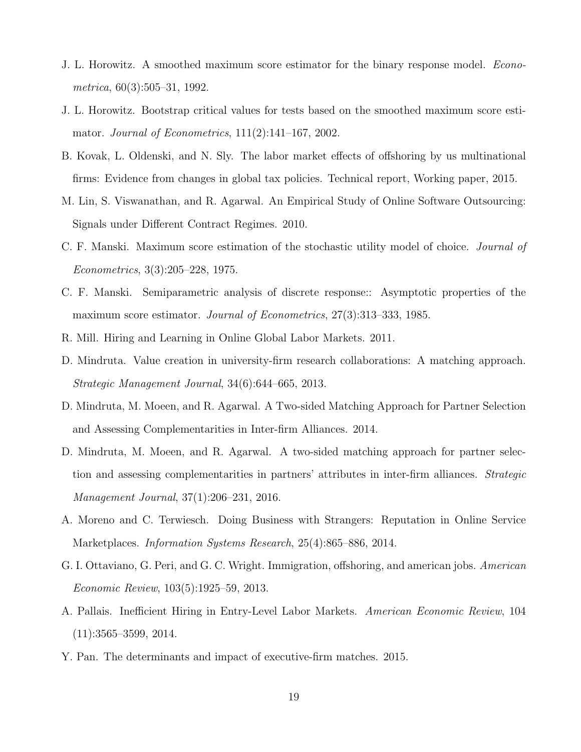J. L. Horowitz. A smoothed maximum score estimator for the binary response model. *Econometrica*, 60(3):505–31, 1992.

J. L. Horowitz. Bootstrap critical values for tests based on the smoothed maximum score estimator. *Journal of Econometrics*, 111(2):141–167, 2002.

B. Kovak, L. Oldenski, and N. Sly. The labor market effects of offshoring by us multinational firms: Evidence from changes in global tax policies. Technical report, Working paper, 2015.

M. Lin, S. Viswanathan, and R. Agarwal. An Empirical Study of Online Software Outsourcing: Signals under Different Contract Regimes. 2010.

C. F. Manski. Maximum score estimation of the stochastic utility model of choice. *Journal of Econometrics*, 3(3):205–228, 1975.

C. F. Manski. Semiparametric analysis of discrete response:: Asymptotic properties of the maximum score estimator. *Journal of Econometrics*, 27(3):313–333, 1985.

R. Mill. Hiring and Learning in Online Global Labor Markets. 2011.

D. Mindruta. Value creation in university-firm research collaborations: A matching approach. *Strategic Management Journal*, 34(6):644–665, 2013.

D. Mindruta, M. Moeen, and R. Agarwal. A Two-sided Matching Approach for Partner Selection and Assessing Complementarities in Inter-firm Alliances. 2014.

D. Mindruta, M. Moeen, and R. Agarwal. A two-sided matching approach for partner selection and assessing complementarities in partners' attributes in inter-firm alliances. *Strategic Management Journal*, 37(1):206–231, 2016.

A. Moreno and C. Terwiesch. Doing Business with Strangers: Reputation in Online Service Marketplaces. *Information Systems Research*, 25(4):865–886, 2014.

G. I. Ottaviano, G. Peri, and G. C. Wright. Immigration, offshoring, and american jobs. *American Economic Review*, 103(5):1925–59, 2013.

A. Pallais. Inefficient Hiring in Entry-Level Labor Markets. *American Economic Review*, 104 (11):3565–3599, 2014.

Y. Pan. The determinants and impact of executive-firm matches. 2015.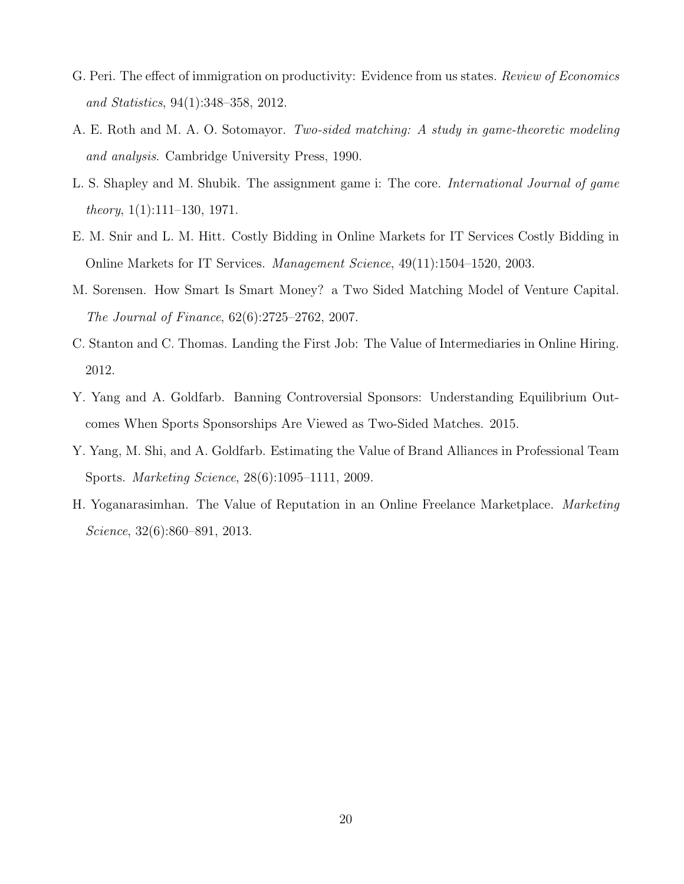G. Peri. The effect of immigration on productivity: Evidence from us states. *Review of Economics and Statistics*, 94(1):348–358, 2012.

A. E. Roth and M. A. O. Sotomayor. *Two-sided matching: A study in game-theoretic modeling and analysis*. Cambridge University Press, 1990.

L. S. Shapley and M. Shubik. The assignment game i: The core. *International Journal of game theory*, 1(1):111–130, 1971.

E. M. Snir and L. M. Hitt. Costly Bidding in Online Markets for IT Services Costly Bidding in Online Markets for IT Services. *Management Science*, 49(11):1504–1520, 2003.

M. Sorensen. How Smart Is Smart Money? a Two Sided Matching Model of Venture Capital. *The Journal of Finance*, 62(6):2725–2762, 2007.

C. Stanton and C. Thomas. Landing the First Job: The Value of Intermediaries in Online Hiring. 2012.

Y. Yang and A. Goldfarb. Banning Controversial Sponsors: Understanding Equilibrium Outcomes When Sports Sponsorships Are Viewed as Two-Sided Matches. 2015.

Y. Yang, M. Shi, and A. Goldfarb. Estimating the Value of Brand Alliances in Professional Team Sports. *Marketing Science*, 28(6):1095–1111, 2009.

H. Yoganarasimhan. The Value of Reputation in an Online Freelance Marketplace. *Marketing Science*, 32(6):860–891, 2013.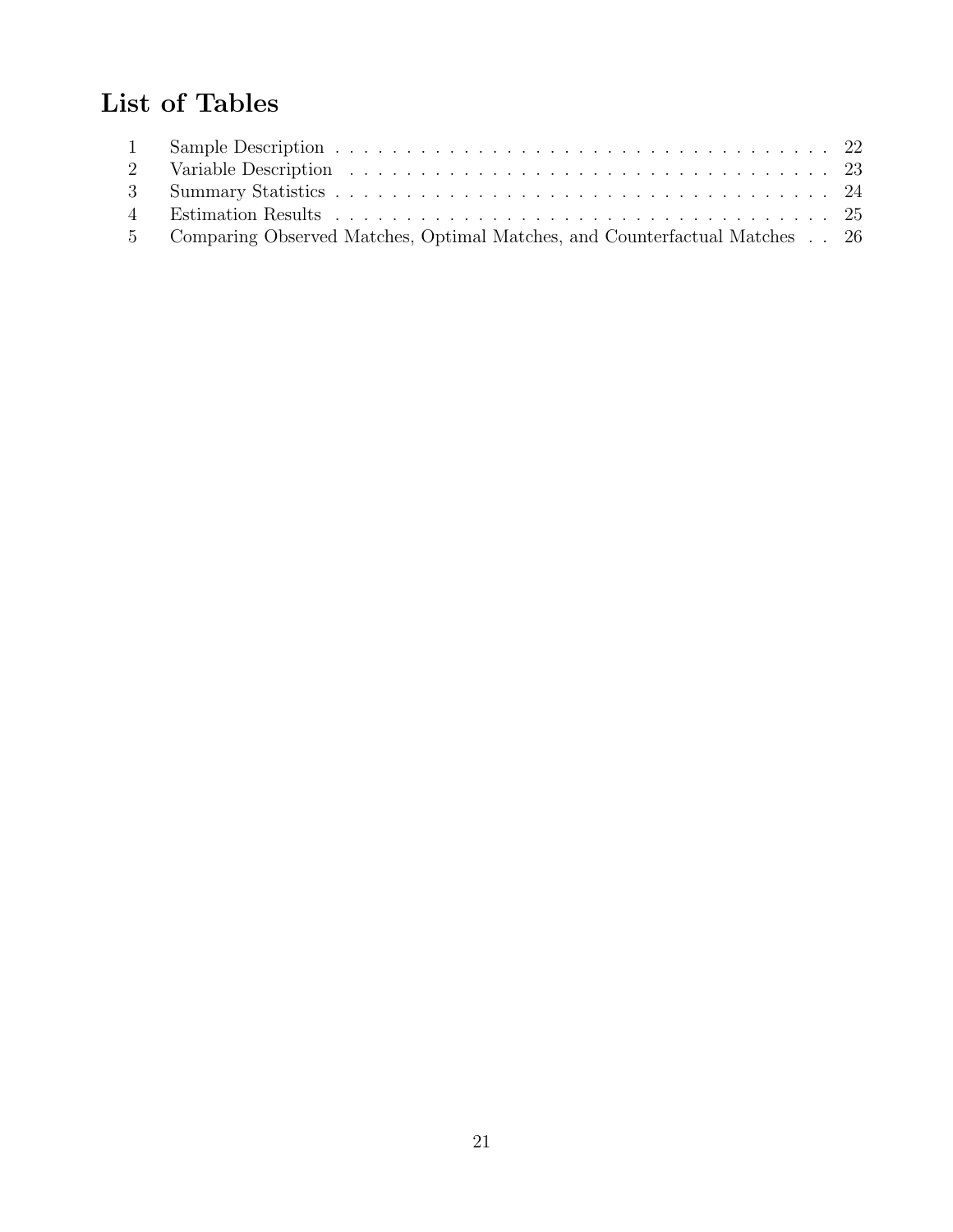# List of Tables

| | | |
|---|---|---|
| 1 | Sample Description | 22 |
| 2 | Variable Description | 23 |
| 3 | Summary Statistics | 24 |
| 4 | Estimation Results | 25 |
| 5 | Comparing Observed Matches, Optimal Matches, and Counterfactual Matches | 26 |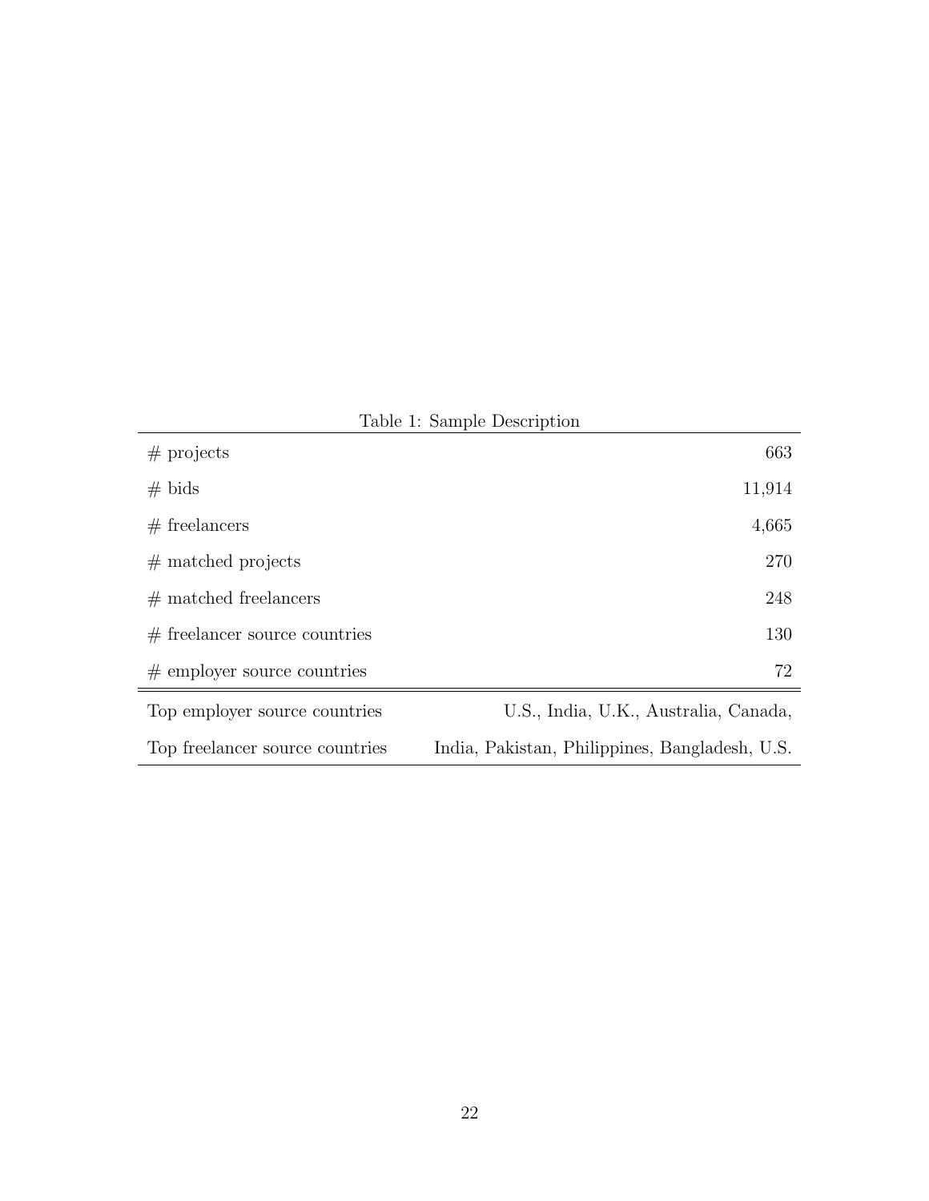Table 1: Sample Description

| | |
|---|---|
| # projects | 663 |
| # bids | 11,914 |
| # freelancers | 4,665 |
| # matched projects | 270 |
| # matched freelancers | 248 |
| # freelancer source countries | 130 |
| # employer source countries | 72 |
| Top employer source countries | U.S., India, U.K., Australia, Canada, |
| Top freelancer source countries | India, Pakistan, Philippines, Bangladesh, U.S. |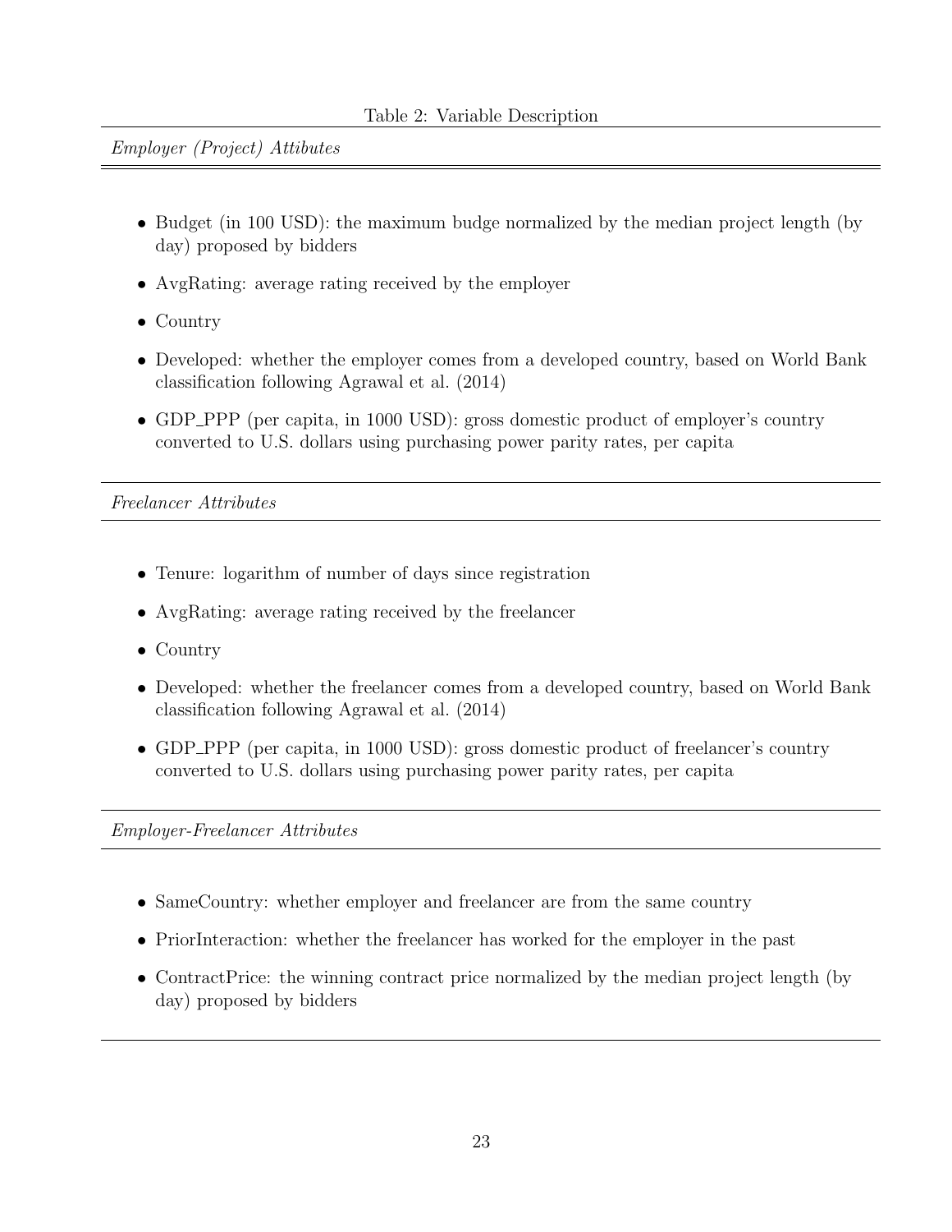Table 2: Variable Description

*Employer (Project) Attibutes*

- Budget (in 100 USD): the maximum budge normalized by the median project length (by day) proposed by bidders
- AvgRating: average rating received by the employer
- Country
- Developed: whether the employer comes from a developed country, based on World Bank classification following Agrawal et al. (2014)
- GDP_PPP (per capita, in 1000 USD): gross domestic product of employer's country converted to U.S. dollars using purchasing power parity rates, per capita

*Freelancer Attributes*

- Tenure: logarithm of number of days since registration
- AvgRating: average rating received by the freelancer
- Country
- Developed: whether the freelancer comes from a developed country, based on World Bank classification following Agrawal et al. (2014)
- GDP_PPP (per capita, in 1000 USD): gross domestic product of freelancer's country converted to U.S. dollars using purchasing power parity rates, per capita

*Employer-Freelancer Attributes*

- SameCountry: whether employer and freelancer are from the same country
- PriorInteraction: whether the freelancer has worked for the employer in the past
- ContractPrice: the winning contract price normalized by the median project length (by day) proposed by bidders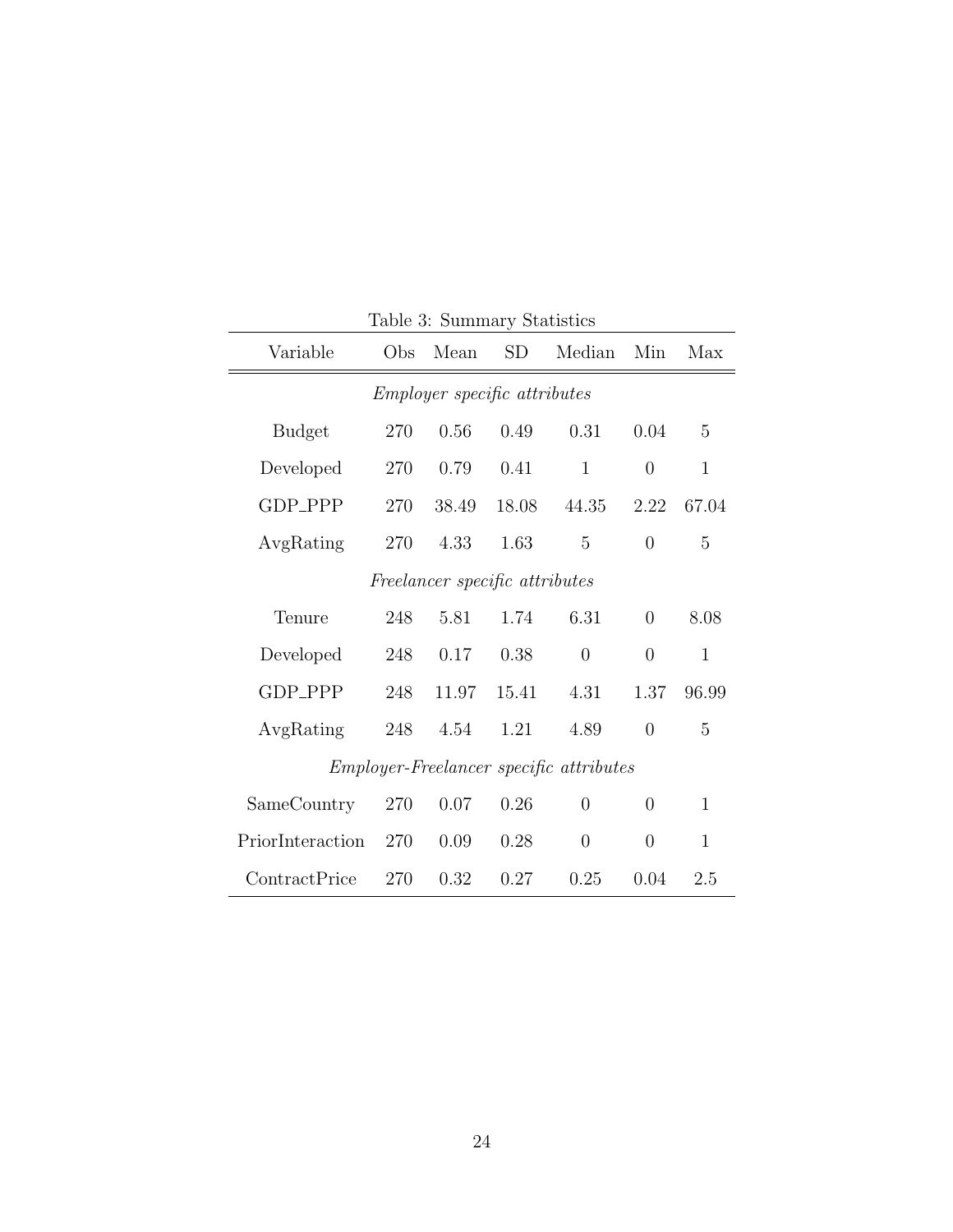Table 3: Summary Statistics

| Variable | Obs | Mean | SD | Median | Min | Max |
|---|---|---|---|---|---|---|
| *Employer specific attributes* | | | | | | |
| Budget | 270 | 0.56 | 0.49 | 0.31 | 0.04 | 5 |
| Developed | 270 | 0.79 | 0.41 | 1 | 0 | 1 |
| GDP_PPP | 270 | 38.49 | 18.08 | 44.35 | 2.22 | 67.04 |
| AvgRating | 270 | 4.33 | 1.63 | 5 | 0 | 5 |
| *Freelancer specific attributes* | | | | | | |
| Tenure | 248 | 5.81 | 1.74 | 6.31 | 0 | 8.08 |
| Developed | 248 | 0.17 | 0.38 | 0 | 0 | 1 |
| GDP_PPP | 248 | 11.97 | 15.41 | 4.31 | 1.37 | 96.99 |
| AvgRating | 248 | 4.54 | 1.21 | 4.89 | 0 | 5 |
| *Employer-Freelancer specific attributes* | | | | | | |
| SameCountry | 270 | 0.07 | 0.26 | 0 | 0 | 1 |
| PriorInteraction | 270 | 0.09 | 0.28 | 0 | 0 | 1 |
| ContractPrice | 270 | 0.32 | 0.27 | 0.25 | 0.04 | 2.5 |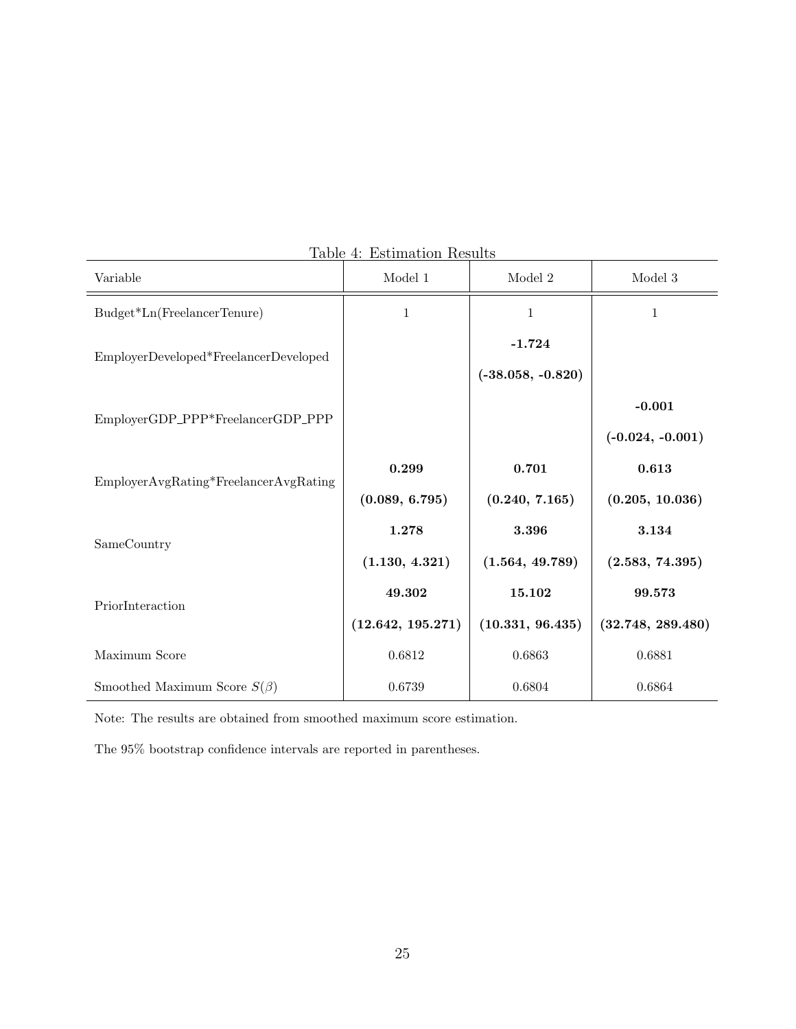Table 4: Estimation Results

| Variable | Model 1 | Model 2 | Model 3 |
|---|---|---|---|
| Budget*Ln(FreelancerTenure) | 1 | 1 | 1 |
| EmployerDeveloped*FreelancerDeveloped | | **-1.724** | |
| | | **(-38.058, -0.820)** | |
| EmployerGDP_PPP*FreelancerGDP_PPP | | | **-0.001** |
| | | | **(-0.024, -0.001)** |
| EmployerAvgRating*FreelancerAvgRating | **0.299** | **0.701** | **0.613** |
| | **(0.089, 6.795)** | **(0.240, 7.165)** | **(0.205, 10.036)** |
| SameCountry | **1.278** | **3.396** | **3.134** |
| | **(1.130, 4.321)** | **(1.564, 49.789)** | **(2.583, 74.395)** |
| PriorInteraction | **49.302** | **15.102** | **99.573** |
| | **(12.642, 195.271)** | **(10.331, 96.435)** | **(32.748, 289.480)** |
| Maximum Score | 0.6812 | 0.6863 | 0.6881 |
| Smoothed Maximum Score $S(\beta)$ | 0.6739 | 0.6804 | 0.6864 |

Note: The results are obtained from smoothed maximum score estimation.

The 95% bootstrap confidence intervals are reported in parentheses.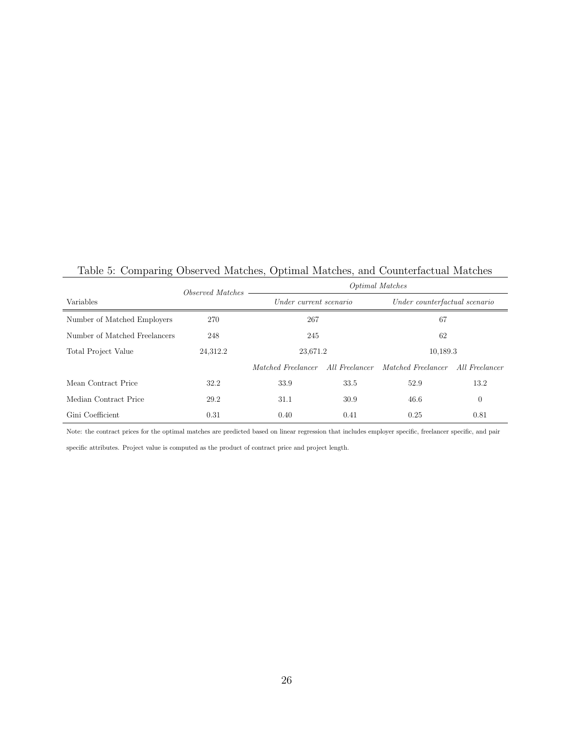Table 5: Comparing Observed Matches, Optimal Matches, and Counterfactual Matches

| Variables | *Observed Matches* | *Optimal Matches* | | | |
|---|---|---|---|---|---|
| | | *Under current scenario* | | *Under counterfactual scenario* | |
| Number of Matched Employers | 270 | 267 | | 67 | |
| Number of Matched Freelancers | 248 | 245 | | 62 | |
| Total Project Value | 24,312.2 | 23,671.2 | | 10,189.3 | |
| | | *Matched Freelancer* | *All Freelancer* | *Matched Freelancer* | *All Freelancer* |
| Mean Contract Price | 32.2 | 33.9 | 33.5 | 52.9 | 13.2 |
| Median Contract Price | 29.2 | 31.1 | 30.9 | 46.6 | 0 |
| Gini Coefficient | 0.31 | 0.40 | 0.41 | 0.25 | 0.81 |

Note: the contract prices for the optimal matches are predicted based on linear regression that includes employer specific, freelancer specific, and pair specific attributes. Project value is computed as the product of contract price and project length.